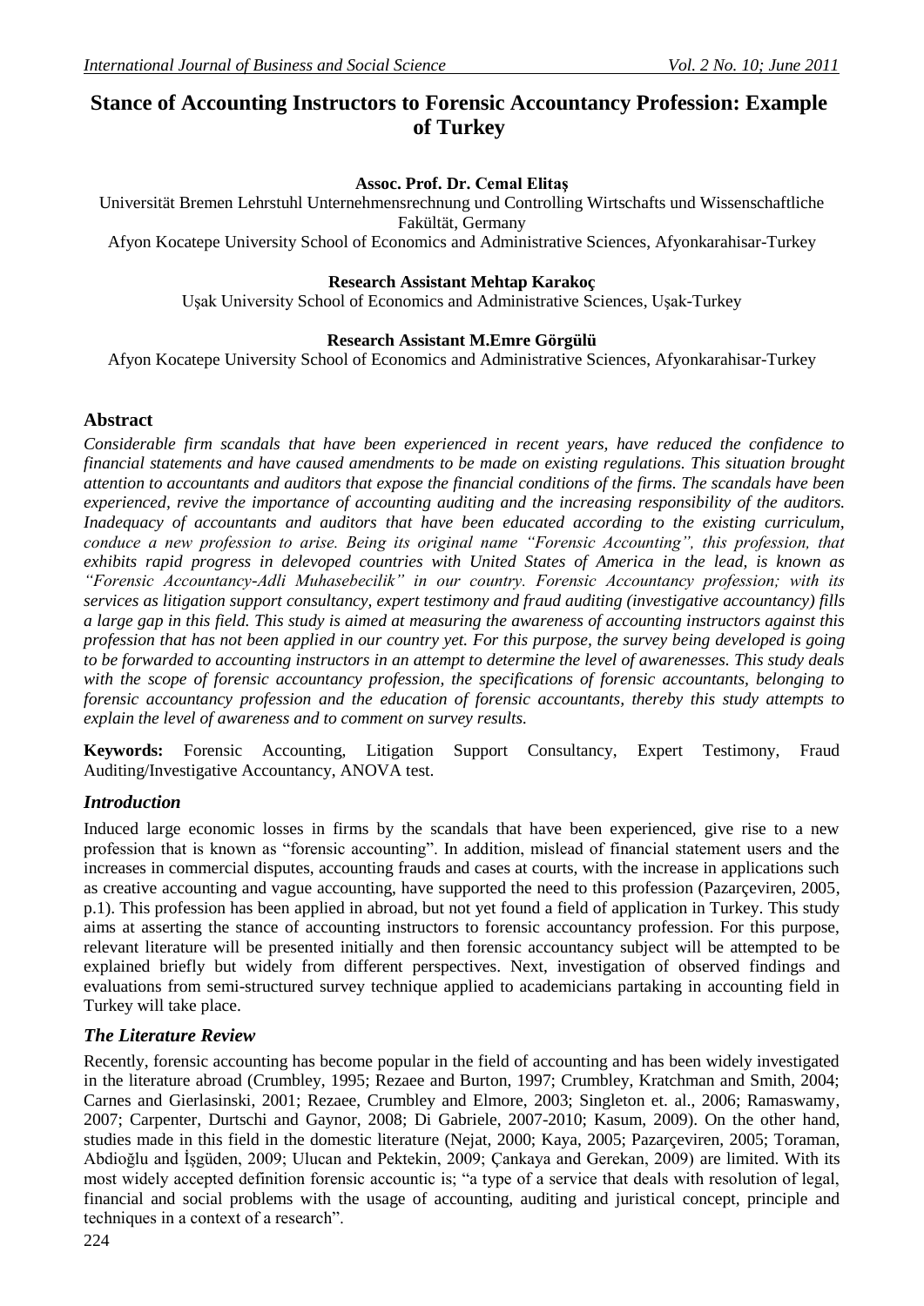# Stance of Accounting Instructors to Forensic Accountancy Profession: Example of Turkey

**Assoc. Prof. Dr. Cemal Elitaş**

Universität Bremen Lehrstuhl Unternehmensrechnung und Controlling Wirtschafts und Wissenschaftliche Fakültät, Germany

Afyon Kocatepe University School of Economics and Administrative Sciences, Afyonkarahisar-Turkey

**Research Assistant Mehtap Karakoç**

Uşak University School of Economics and Administrative Sciences, Uşak-Turkey

**Research Assistant M.Emre Görgülü**

Afyon Kocatepe University School of Economics and Administrative Sciences, Afyonkarahisar-Turkey

## Abstract

*Considerable firm scandals that have been experienced in recent years, have reduced the confidence to financial statements and have caused amendments to be made on existing regulations. This situation brought attention to accountants and auditors that expose the financial conditions of the firms. The scandals have been experienced, revive the importance of accounting auditing and the increasing responsibility of the auditors. Inadequacy of accountants and auditors that have been educated according to the existing curriculum, conduce a new profession to arise. Being its original name "Forensic Accounting", this profession, that exhibits rapid progress in delevoped countries with United States of America in the lead, is known as "Forensic Accountancy-Adli Muhasebecilik" in our country. Forensic Accountancy profession; with its services as litigation support consultancy, expert testimony and fraud auditing (investigative accountancy) fills a large gap in this field. This study is aimed at measuring the awareness of accounting instructors against this profession that has not been applied in our country yet. For this purpose, the survey being developed is going to be forwarded to accounting instructors in an attempt to determine the level of awarenesses. This study deals with the scope of forensic accountancy profession, the specifications of forensic accountants, belonging to forensic accountancy profession and the education of forensic accountants, thereby this study attempts to explain the level of awareness and to comment on survey results.*

**Keywords:** Forensic Accounting, Litigation Support Consultancy, Expert Testimony, Fraud Auditing/Investigative Accountancy, ANOVA test.

## *Introduction*

Induced large economic losses in firms by the scandals that have been experienced, give rise to a new profession that is known as "forensic accounting". In addition, mislead of financial statement users and the increases in commercial disputes, accounting frauds and cases at courts, with the increase in applications such as creative accounting and vague accounting, have supported the need to this profession (Pazarçeviren, 2005, p.1). This profession has been applied in abroad, but not yet found a field of application in Turkey. This study aims at asserting the stance of accounting instructors to forensic accountancy profession. For this purpose, relevant literature will be presented initially and then forensic accountancy subject will be attempted to be explained briefly but widely from different perspectives. Next, investigation of observed findings and evaluations from semi-structured survey technique applied to academicians partaking in accounting field in Turkey will take place.

## *The Literature Review*

Recently, forensic accounting has become popular in the field of accounting and has been widely investigated in the literature abroad (Crumbley, 1995; Rezaee and Burton, 1997; Crumbley, Kratchman and Smith, 2004; Carnes and Gierlasinski, 2001; Rezaee, Crumbley and Elmore, 2003; Singleton et. al., 2006; Ramaswamy, 2007; Carpenter, Durtschi and Gaynor, 2008; Di Gabriele, 2007-2010; Kasum, 2009). On the other hand, studies made in this field in the domestic literature (Nejat, 2000; Kaya, 2005; Pazarçeviren, 2005; Toraman, Abdioğlu and İşgüden, 2009; Ulucan and Pektekin, 2009; Çankaya and Gerekan, 2009) are limited. With its most widely accepted definition forensic accountic is; "a type of a service that deals with resolution of legal, financial and social problems with the usage of accounting, auditing and juristical concept, principle and techniques in a context of a research".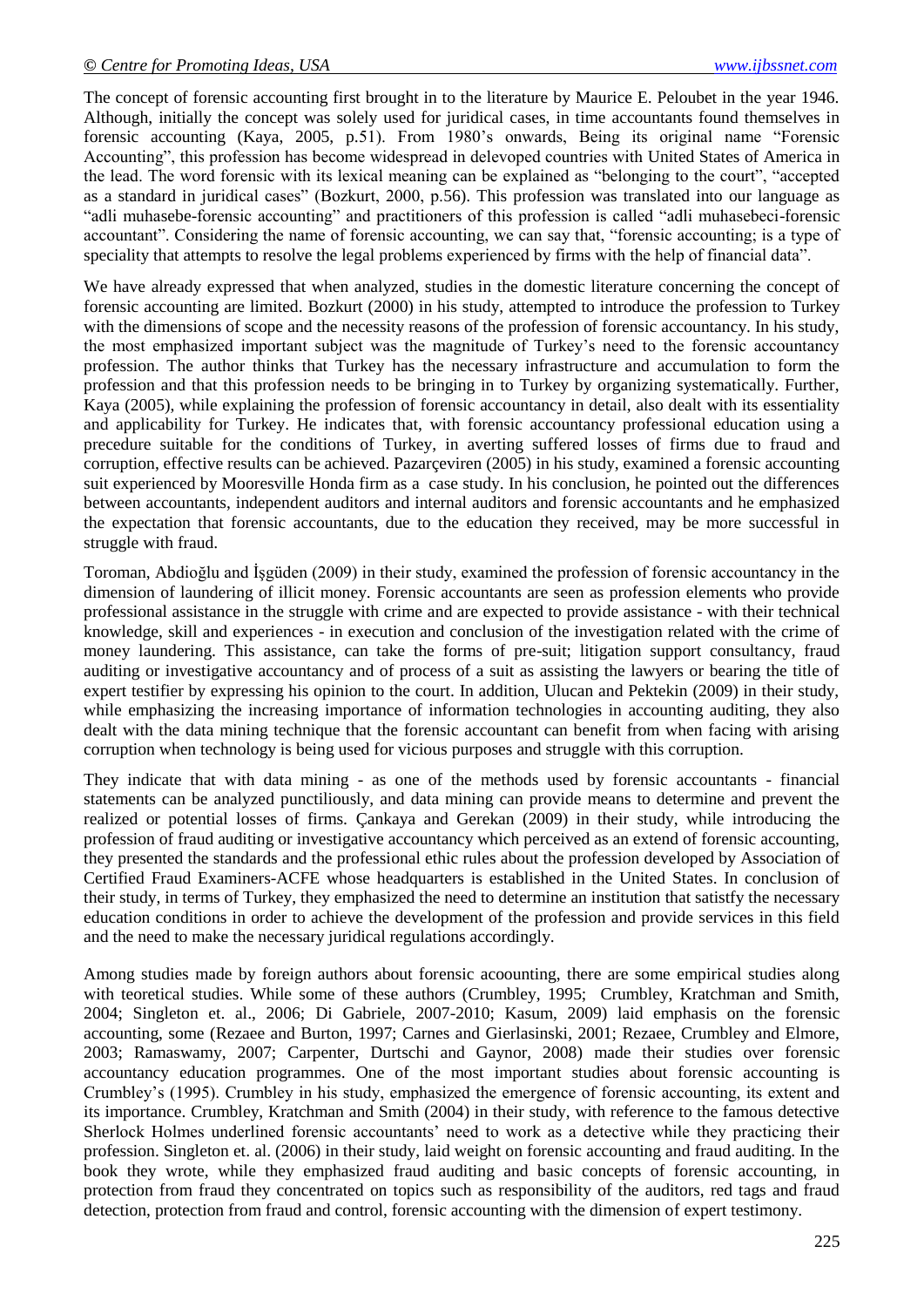The concept of forensic accounting first brought in to the literature by Maurice E. Peloubet in the year 1946. Although, initially the concept was solely used for juridical cases, in time accountants found themselves in forensic accounting (Kaya, 2005, p.51). From 1980's onwards, Being its original name "Forensic Accounting", this profession has become widespread in delevoped countries with United States of America in the lead. The word forensic with its lexical meaning can be explained as "belonging to the court", "accepted as a standard in juridical cases" (Bozkurt, 2000, p.56). This profession was translated into our language as "adli muhasebe-forensic accounting" and practitioners of this profession is called "adli muhasebeci-forensic accountant". Considering the name of forensic accounting, we can say that, "forensic accounting; is a type of speciality that attempts to resolve the legal problems experienced by firms with the help of financial data".

We have already expressed that when analyzed, studies in the domestic literature concerning the concept of forensic accounting are limited. Bozkurt (2000) in his study, attempted to introduce the profession to Turkey with the dimensions of scope and the necessity reasons of the profession of forensic accountancy. In his study, the most emphasized important subject was the magnitude of Turkey's need to the forensic accountancy profession. The author thinks that Turkey has the necessary infrastructure and accumulation to form the profession and that this profession needs to be bringing in to Turkey by organizing systematically. Further, Kaya (2005), while explaining the profession of forensic accountancy in detail, also dealt with its essentiality and applicability for Turkey. He indicates that, with forensic accountancy professional education using a precedure suitable for the conditions of Turkey, in averting suffered losses of firms due to fraud and corruption, effective results can be achieved. Pazarçeviren (2005) in his study, examined a forensic accounting suit experienced by Mooresville Honda firm as a case study. In his conclusion, he pointed out the differences between accountants, independent auditors and internal auditors and forensic accountants and he emphasized the expectation that forensic accountants, due to the education they received, may be more successful in struggle with fraud.

Toroman, Abdioğlu and İşgüden (2009) in their study, examined the profession of forensic accountancy in the dimension of laundering of illicit money. Forensic accountants are seen as profession elements who provide professional assistance in the struggle with crime and are expected to provide assistance - with their technical knowledge, skill and experiences - in execution and conclusion of the investigation related with the crime of money laundering. This assistance, can take the forms of pre-suit; litigation support consultancy, fraud auditing or investigative accountancy and of process of a suit as assisting the lawyers or bearing the title of expert testifier by expressing his opinion to the court. In addition, Ulucan and Pektekin (2009) in their study, while emphasizing the increasing importance of information technologies in accounting auditing, they also dealt with the data mining technique that the forensic accountant can benefit from when facing with arising corruption when technology is being used for vicious purposes and struggle with this corruption.

They indicate that with data mining - as one of the methods used by forensic accountants - financial statements can be analyzed punctiliously, and data mining can provide means to determine and prevent the realized or potential losses of firms. Çankaya and Gerekan (2009) in their study, while introducing the profession of fraud auditing or investigative accountancy which perceived as an extend of forensic accounting, they presented the standards and the professional ethic rules about the profession developed by Association of Certified Fraud Examiners-ACFE whose headquarters is established in the United States. In conclusion of their study, in terms of Turkey, they emphasized the need to determine an institution that satistfy the necessary education conditions in order to achieve the development of the profession and provide services in this field and the need to make the necessary juridical regulations accordingly.

Among studies made by foreign authors about forensic acoounting, there are some empirical studies along with teoretical studies. While some of these authors (Crumbley, 1995; Crumbley, Kratchman and Smith, 2004; Singleton et. al., 2006; Di Gabriele, 2007-2010; Kasum, 2009) laid emphasis on the forensic accounting, some (Rezaee and Burton, 1997; Carnes and Gierlasinski, 2001; Rezaee, Crumbley and Elmore, 2003; Ramaswamy, 2007; Carpenter, Durtschi and Gaynor, 2008) made their studies over forensic accountancy education programmes. One of the most important studies about forensic accounting is Crumbley's (1995). Crumbley in his study, emphasized the emergence of forensic accounting, its extent and its importance. Crumbley, Kratchman and Smith (2004) in their study, with reference to the famous detective Sherlock Holmes underlined forensic accountants' need to work as a detective while they practicing their profession. Singleton et. al. (2006) in their study, laid weight on forensic accounting and fraud auditing. In the book they wrote, while they emphasized fraud auditing and basic concepts of forensic accounting, in protection from fraud they concentrated on topics such as responsibility of the auditors, red tags and fraud detection, protection from fraud and control, forensic accounting with the dimension of expert testimony.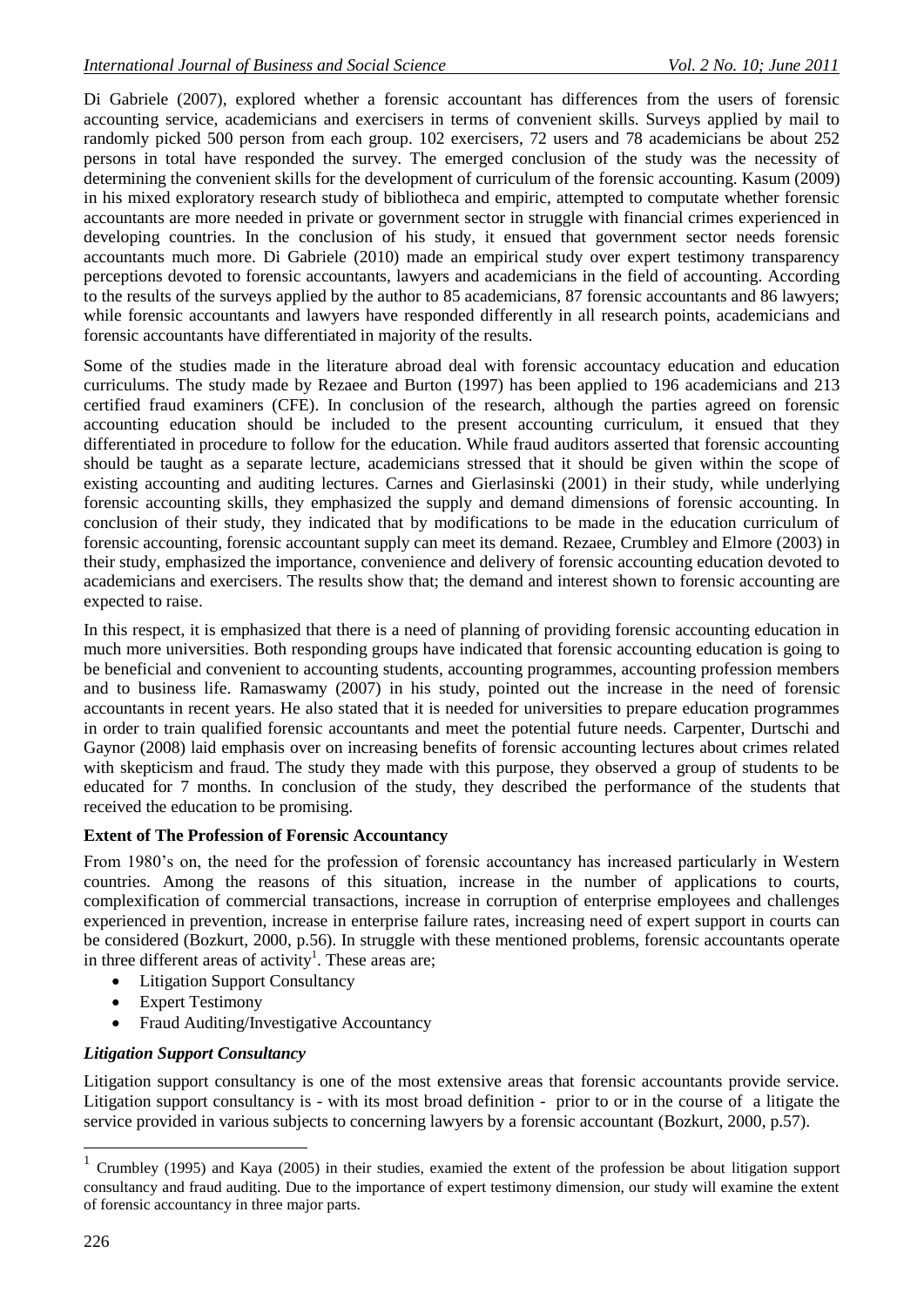Di Gabriele (2007), explored whether a forensic accountant has differences from the users of forensic accounting service, academicians and exercisers in terms of convenient skills. Surveys applied by mail to randomly picked 500 person from each group. 102 exercisers, 72 users and 78 academicians be about 252 persons in total have responded the survey. The emerged conclusion of the study was the necessity of determining the convenient skills for the development of curriculum of the forensic accounting. Kasum (2009) in his mixed exploratory research study of bibliotheca and empiric, attempted to computate whether forensic accountants are more needed in private or government sector in struggle with financial crimes experienced in developing countries. In the conclusion of his study, it ensued that government sector needs forensic accountants much more. Di Gabriele (2010) made an empirical study over expert testimony transparency perceptions devoted to forensic accountants, lawyers and academicians in the field of accounting. According to the results of the surveys applied by the author to 85 academicians, 87 forensic accountants and 86 lawyers; while forensic accountants and lawyers have responded differently in all research points, academicians and forensic accountants have differentiated in majority of the results.

Some of the studies made in the literature abroad deal with forensic accountacy education and education curriculums. The study made by Rezaee and Burton (1997) has been applied to 196 academicians and 213 certified fraud examiners (CFE). In conclusion of the research, although the parties agreed on forensic accounting education should be included to the present accounting curriculum, it ensued that they differentiated in procedure to follow for the education. While fraud auditors asserted that forensic accounting should be taught as a separate lecture, academicians stressed that it should be given within the scope of existing accounting and auditing lectures. Carnes and Gierlasinski (2001) in their study, while underlying forensic accounting skills, they emphasized the supply and demand dimensions of forensic accounting. In conclusion of their study, they indicated that by modifications to be made in the education curriculum of forensic accounting, forensic accountant supply can meet its demand. Rezaee, Crumbley and Elmore (2003) in their study, emphasized the importance, convenience and delivery of forensic accounting education devoted to academicians and exercisers. The results show that; the demand and interest shown to forensic accounting are expected to raise.

In this respect, it is emphasized that there is a need of planning of providing forensic accounting education in much more universities. Both responding groups have indicated that forensic accounting education is going to be beneficial and convenient to accounting students, accounting programmes, accounting profession members and to business life. Ramaswamy (2007) in his study, pointed out the increase in the need of forensic accountants in recent years. He also stated that it is needed for universities to prepare education programmes in order to train qualified forensic accountants and meet the potential future needs. Carpenter, Durtschi and Gaynor (2008) laid emphasis over on increasing benefits of forensic accounting lectures about crimes related with skepticism and fraud. The study they made with this purpose, they observed a group of students to be educated for 7 months. In conclusion of the study, they described the performance of the students that received the education to be promising.

**Extent of The Profession of Forensic Accountancy**

From 1980's on, the need for the profession of forensic accountancy has increased particularly in Western countries. Among the reasons of this situation, increase in the number of applications to courts, complexification of commercial transactions, increase in corruption of enterprise employees and challenges experienced in prevention, increase in enterprise failure rates, increasing need of expert support in courts can be considered (Bozkurt, 2000, p.56). In struggle with these mentioned problems, forensic accountants operate in three different areas of activity[1]. These areas are;

- Litigation Support Consultancy
- Expert Testimony
- Fraud Auditing/Investigative Accountancy

***Litigation Support Consultancy***

Litigation support consultancy is one of the most extensive areas that forensic accountants provide service. Litigation support consultancy is - with its most broad definition - prior to or in the course of a litigate the service provided in various subjects to concerning lawyers by a forensic accountant (Bozkurt, 2000, p.57).

---

[1] Crumbley (1995) and Kaya (2005) in their studies, examied the extent of the profession be about litigation support consultancy and fraud auditing. Due to the importance of expert testimony dimension, our study will examine the extent of forensic accountancy in three major parts.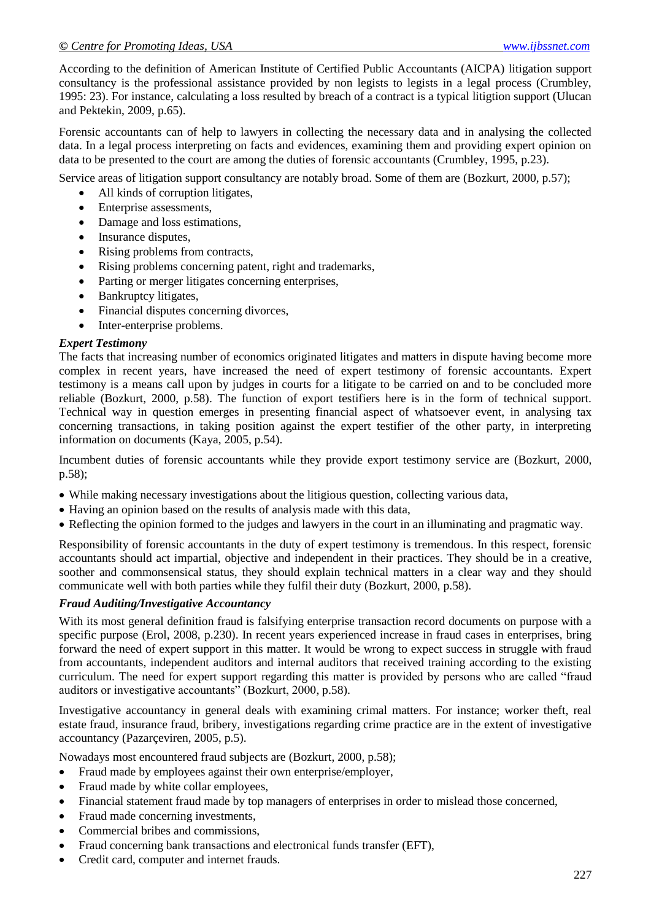According to the definition of American Institute of Certified Public Accountants (AICPA) litigation support consultancy is the professional assistance provided by non legists to legists in a legal process (Crumbley, 1995: 23). For instance, calculating a loss resulted by breach of a contract is a typical litigtion support (Ulucan and Pektekin, 2009, p.65).

Forensic accountants can of help to lawyers in collecting the necessary data and in analysing the collected data. In a legal process interpreting on facts and evidences, examining them and providing expert opinion on data to be presented to the court are among the duties of forensic accountants (Crumbley, 1995, p.23).

Service areas of litigation support consultancy are notably broad. Some of them are (Bozkurt, 2000, p.57);

- All kinds of corruption litigates,
- Enterprise assessments,
- Damage and loss estimations,
- Insurance disputes,
- Rising problems from contracts,
- Rising problems concerning patent, right and trademarks,
- Parting or merger litigates concerning enterprises,
- Bankruptcy litigates,
- Financial disputes concerning divorces,
- Inter-enterprise problems.

***Expert Testimony***

The facts that increasing number of economics originated litigates and matters in dispute having become more complex in recent years, have increased the need of expert testimony of forensic accountants. Expert testimony is a means call upon by judges in courts for a litigate to be carried on and to be concluded more reliable (Bozkurt, 2000, p.58). The function of export testifiers here is in the form of technical support. Technical way in question emerges in presenting financial aspect of whatsoever event, in analysing tax concerning transactions, in taking position against the expert testifier of the other party, in interpreting information on documents (Kaya, 2005, p.54).

Incumbent duties of forensic accountants while they provide export testimony service are (Bozkurt, 2000, p.58);

- While making necessary investigations about the litigious question, collecting various data,
- Having an opinion based on the results of analysis made with this data,
- Reflecting the opinion formed to the judges and lawyers in the court in an illuminating and pragmatic way.

Responsibility of forensic accountants in the duty of expert testimony is tremendous. In this respect, forensic accountants should act impartial, objective and independent in their practices. They should be in a creative, soother and commonsensical status, they should explain technical matters in a clear way and they should communicate well with both parties while they fulfil their duty (Bozkurt, 2000, p.58).

***Fraud Auditing/Investigative Accountancy***

With its most general definition fraud is falsifying enterprise transaction record documents on purpose with a specific purpose (Erol, 2008, p.230). In recent years experienced increase in fraud cases in enterprises, bring forward the need of expert support in this matter. It would be wrong to expect success in struggle with fraud from accountants, independent auditors and internal auditors that received training according to the existing curriculum. The need for expert support regarding this matter is provided by persons who are called "fraud auditors or investigative accountants" (Bozkurt, 2000, p.58).

Investigative accountancy in general deals with examining crimal matters. For instance; worker theft, real estate fraud, insurance fraud, bribery, investigations regarding crime practice are in the extent of investigative accountancy (Pazarçeviren, 2005, p.5).

Nowadays most encountered fraud subjects are (Bozkurt, 2000, p.58);

- Fraud made by employees against their own enterprise/employer,
- Fraud made by white collar employees,
- Financial statement fraud made by top managers of enterprises in order to mislead those concerned,
- Fraud made concerning investments,
- Commercial bribes and commissions,
- Fraud concerning bank transactions and electronical funds transfer (EFT),
- Credit card, computer and internet frauds.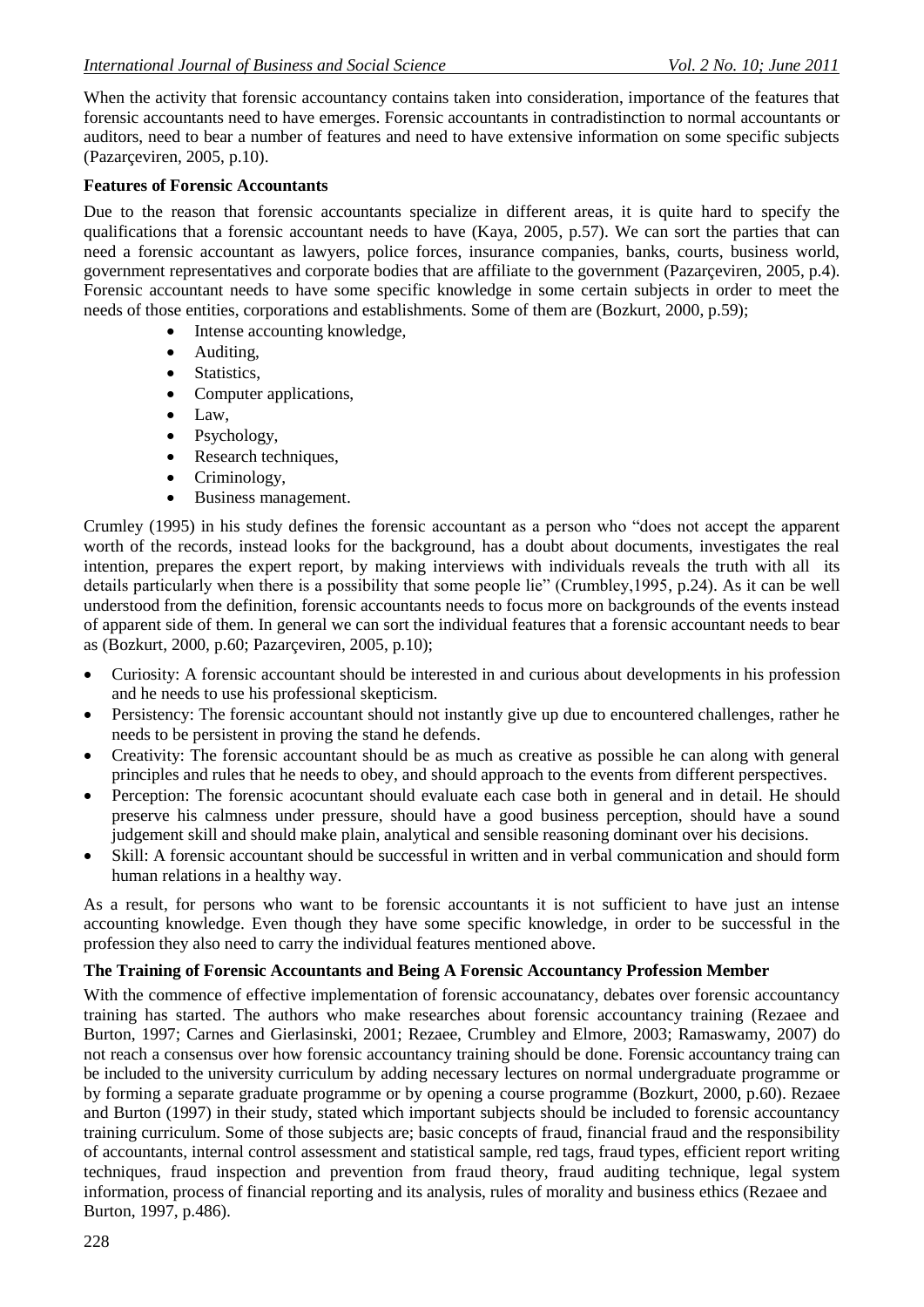When the activity that forensic accountancy contains taken into consideration, importance of the features that forensic accountants need to have emerges. Forensic accountants in contradistinction to normal accountants or auditors, need to bear a number of features and need to have extensive information on some specific subjects (Pazarçeviren, 2005, p.10).

## Features of Forensic Accountants

Due to the reason that forensic accountants specialize in different areas, it is quite hard to specify the qualifications that a forensic accountant needs to have (Kaya, 2005, p.57). We can sort the parties that can need a forensic accountant as lawyers, police forces, insurance companies, banks, courts, business world, government representatives and corporate bodies that are affiliate to the government (Pazarçeviren, 2005, p.4). Forensic accountant needs to have some specific knowledge in some certain subjects in order to meet the needs of those entities, corporations and establishments. Some of them are (Bozkurt, 2000, p.59);

- Intense accounting knowledge,
- Auditing,
- Statistics,
- Computer applications,
- Law,
- Psychology,
- Research techniques,
- Criminology,
- Business management.

Crumley (1995) in his study defines the forensic accountant as a person who "does not accept the apparent worth of the records, instead looks for the background, has a doubt about documents, investigates the real intention, prepares the expert report, by making interviews with individuals reveals the truth with all its details particularly when there is a possibility that some people lie" (Crumbley,1995, p.24). As it can be well understood from the definition, forensic accountants needs to focus more on backgrounds of the events instead of apparent side of them. In general we can sort the individual features that a forensic accountant needs to bear as (Bozkurt, 2000, p.60; Pazarçeviren, 2005, p.10);

- Curiosity: A forensic accountant should be interested in and curious about developments in his profession and he needs to use his professional skepticism.
- Persistency: The forensic accountant should not instantly give up due to encountered challenges, rather he needs to be persistent in proving the stand he defends.
- Creativity: The forensic accountant should be as much as creative as possible he can along with general principles and rules that he needs to obey, and should approach to the events from different perspectives.
- Perception: The forensic acocuntant should evaluate each case both in general and in detail. He should preserve his calmness under pressure, should have a good business perception, should have a sound judgement skill and should make plain, analytical and sensible reasoning dominant over his decisions.
- Skill: A forensic accountant should be successful in written and in verbal communication and should form human relations in a healthy way.

As a result, for persons who want to be forensic accountants it is not sufficient to have just an intense accounting knowledge. Even though they have some specific knowledge, in order to be successful in the profession they also need to carry the individual features mentioned above.

## The Training of Forensic Accountants and Being A Forensic Accountancy Profession Member

With the commence of effective implementation of forensic accounatancy, debates over forensic accountancy training has started. The authors who make researches about forensic accountancy training (Rezaee and Burton, 1997; Carnes and Gierlasinski, 2001; Rezaee, Crumbley and Elmore, 2003; Ramaswamy, 2007) do not reach a consensus over how forensic accountancy training should be done. Forensic accountancy traing can be included to the university curriculum by adding necessary lectures on normal undergraduate programme or by forming a separate graduate programme or by opening a course programme (Bozkurt, 2000, p.60). Rezaee and Burton (1997) in their study, stated which important subjects should be included to forensic accountancy training curriculum. Some of those subjects are; basic concepts of fraud, financial fraud and the responsibility of accountants, internal control assessment and statistical sample, red tags, fraud types, efficient report writing techniques, fraud inspection and prevention from fraud theory, fraud auditing technique, legal system information, process of financial reporting and its analysis, rules of morality and business ethics (Rezaee and Burton, 1997, p.486).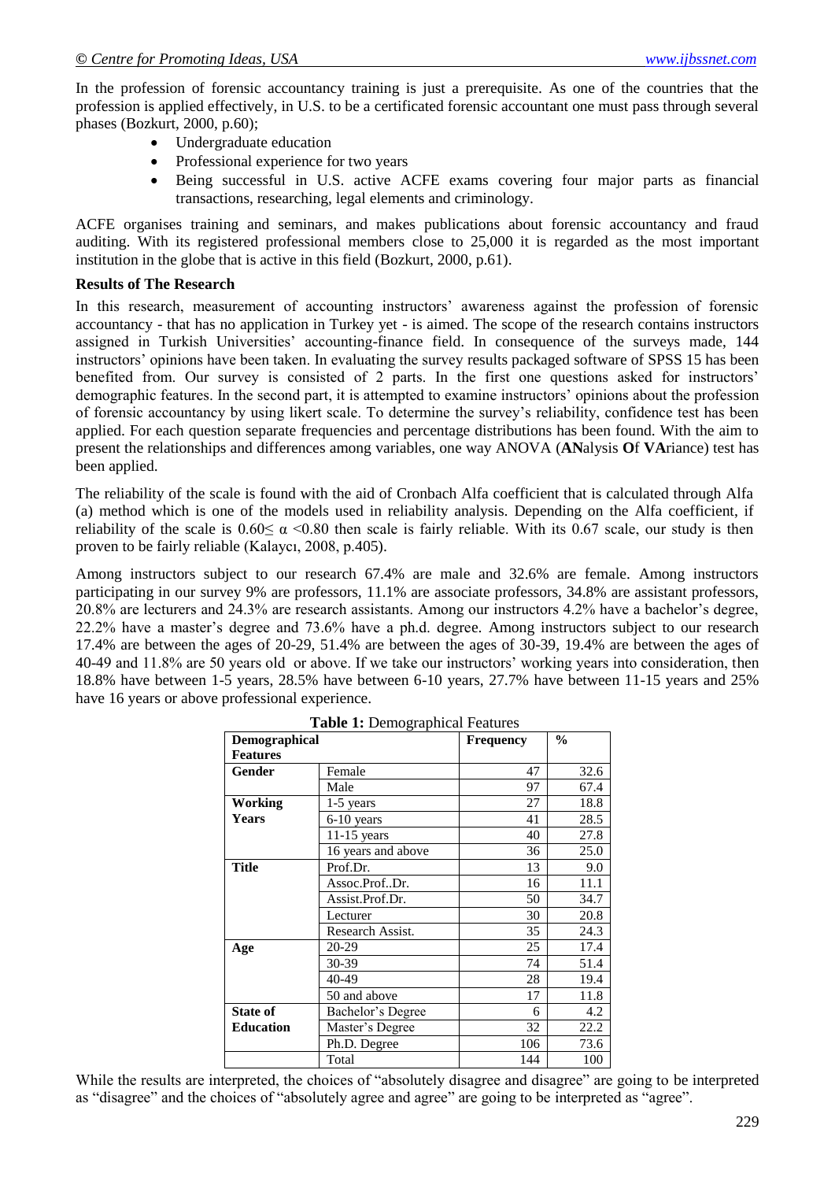In the profession of forensic accountancy training is just a prerequisite. As one of the countries that the profession is applied effectively, in U.S. to be a certificated forensic accountant one must pass through several phases (Bozkurt, 2000, p.60);

- Undergraduate education
- Professional experience for two years
- Being successful in U.S. active ACFE exams covering four major parts as financial transactions, researching, legal elements and criminology.

ACFE organises training and seminars, and makes publications about forensic accountancy and fraud auditing. With its registered professional members close to 25,000 it is regarded as the most important institution in the globe that is active in this field (Bozkurt, 2000, p.61).

**Results of The Research**

In this research, measurement of accounting instructors' awareness against the profession of forensic accountancy - that has no application in Turkey yet - is aimed. The scope of the research contains instructors assigned in Turkish Universities' accounting-finance field. In consequence of the surveys made, 144 instructors' opinions have been taken. In evaluating the survey results packaged software of SPSS 15 has been benefited from. Our survey is consisted of 2 parts. In the first one questions asked for instructors' demographic features. In the second part, it is attempted to examine instructors' opinions about the profession of forensic accountancy by using likert scale. To determine the survey's reliability, confidence test has been applied. For each question separate frequencies and percentage distributions has been found. With the aim to present the relationships and differences among variables, one way ANOVA (**AN**alysis **O**f **VA**riance) test has been applied.

The reliability of the scale is found with the aid of Cronbach Alfa coefficient that is calculated through Alfa (a) method which is one of the models used in reliability analysis. Depending on the Alfa coefficient, if reliability of the scale is $0.60 \leq \alpha < 0.80$ then scale is fairly reliable. With its 0.67 scale, our study is then proven to be fairly reliable (Kalaycı, 2008, p.405).

Among instructors subject to our research 67.4% are male and 32.6% are female. Among instructors participating in our survey 9% are professors, 11.1% are associate professors, 34.8% are assistant professors, 20.8% are lecturers and 24.3% are research assistants. Among our instructors 4.2% have a bachelor's degree, 22.2% have a master's degree and 73.6% have a ph.d. degree. Among instructors subject to our research 17.4% are between the ages of 20-29, 51.4% are between the ages of 30-39, 19.4% are between the ages of 40-49 and 11.8% are 50 years old or above. If we take our instructors' working years into consideration, then 18.8% have between 1-5 years, 28.5% have between 6-10 years, 27.7% have between 11-15 years and 25% have 16 years or above professional experience.

**Table 1:** Demographical Features

| Demographical Features | | Frequency | % |
|---|---|---|---|
| **Gender** | Female | 47 | 32.6 |
| | Male | 97 | 67.4 |
| **Working Years** | 1-5 years | 27 | 18.8 |
| | 6-10 years | 41 | 28.5 |
| | 11-15 years | 40 | 27.8 |
| | 16 years and above | 36 | 25.0 |
| **Title** | Prof.Dr. | 13 | 9.0 |
| | Assoc.Prof..Dr. | 16 | 11.1 |
| | Assist.Prof.Dr. | 50 | 34.7 |
| | Lecturer | 30 | 20.8 |
| | Research Assist. | 35 | 24.3 |
| **Age** | 20-29 | 25 | 17.4 |
| | 30-39 | 74 | 51.4 |
| | 40-49 | 28 | 19.4 |
| | 50 and above | 17 | 11.8 |
| **State of Education** | Bachelor's Degree | 6 | 4.2 |
| | Master's Degree | 32 | 22.2 |
| | Ph.D. Degree | 106 | 73.6 |
| | Total | 144 | 100 |

While the results are interpreted, the choices of "absolutely disagree and disagree" are going to be interpreted as "disagree" and the choices of "absolutely agree and agree" are going to be interpreted as "agree".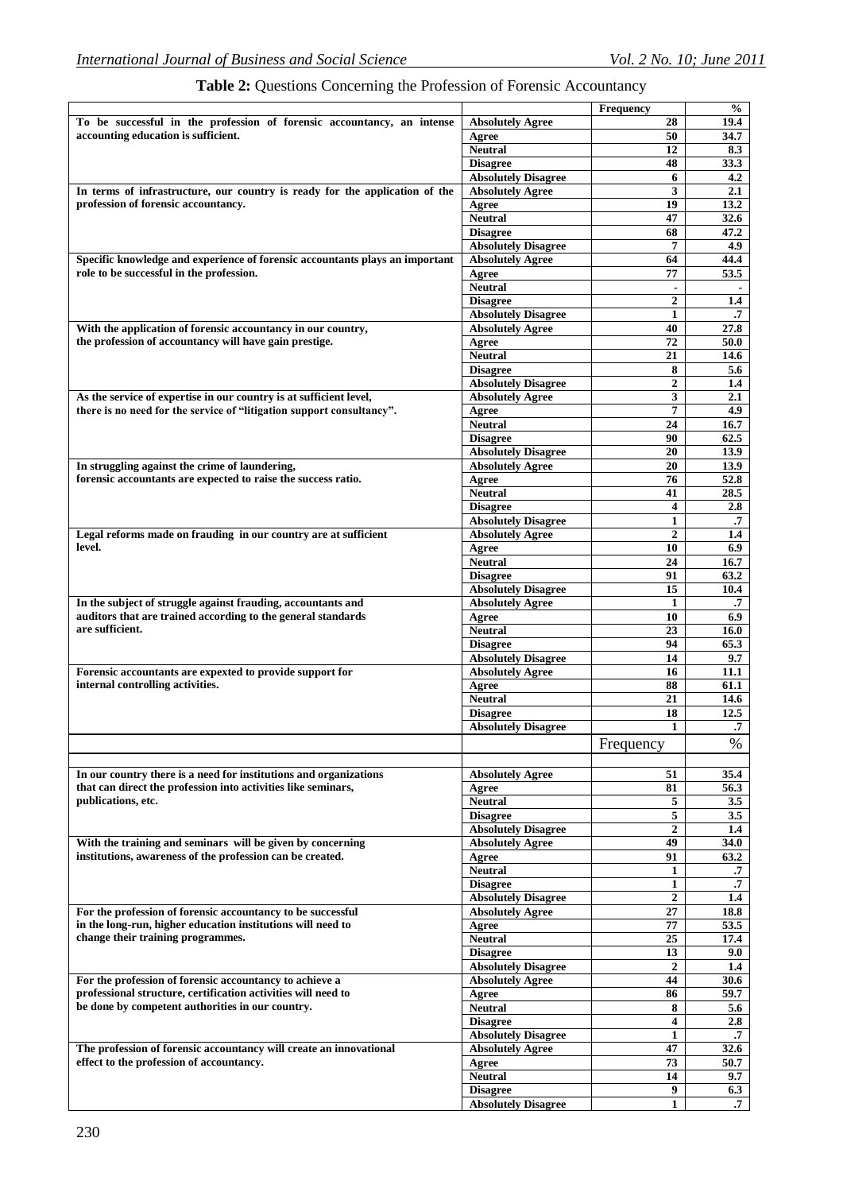**Table 2:** Questions Concerning the Profession of Forensic Accountancy

| | | Frequency | % |
|---|---|---|---|
| To be successful in the profession of forensic accountancy, an intense accounting education is sufficient. | Absolutely Agree | 28 | 19.4 |
| | Agree | 50 | 34.7 |
| | Neutral | 12 | 8.3 |
| | Disagree | 48 | 33.3 |
| | Absolutely Disagree | 6 | 4.2 |
| In terms of infrastructure, our country is ready for the application of the profession of forensic accountancy. | Absolutely Agree | 3 | 2.1 |
| | Agree | 19 | 13.2 |
| | Neutral | 47 | 32.6 |
| | Disagree | 68 | 47.2 |
| | Absolutely Disagree | 7 | 4.9 |
| Specific knowledge and experience of forensic accountants plays an important role to be successful in the profession. | Absolutely Agree | 64 | 44.4 |
| | Agree | 77 | 53.5 |
| | Neutral | - | - |
| | Disagree | 2 | 1.4 |
| | Absolutely Disagree | 1 | .7 |
| With the application of forensic accountancy in our country, the profession of accountancy will have gain prestige. | Absolutely Agree | 40 | 27.8 |
| | Agree | 72 | 50.0 |
| | Neutral | 21 | 14.6 |
| | Disagree | 8 | 5.6 |
| | Absolutely Disagree | 2 | 1.4 |
| As the service of expertise in our country is at sufficient level, there is no need for the service of "litigation support consultancy". | Absolutely Agree | 3 | 2.1 |
| | Agree | 7 | 4.9 |
| | Neutral | 24 | 16.7 |
| | Disagree | 90 | 62.5 |
| | Absolutely Disagree | 20 | 13.9 |
| In struggling against the crime of laundering, forensic accountants are expected to raise the success ratio. | Absolutely Agree | 20 | 13.9 |
| | Agree | 76 | 52.8 |
| | Neutral | 41 | 28.5 |
| | Disagree | 4 | 2.8 |
| | Absolutely Disagree | 1 | .7 |
| Legal reforms made on frauding in our country are at sufficient level. | Absolutely Agree | 2 | 1.4 |
| | Agree | 10 | 6.9 |
| | Neutral | 24 | 16.7 |
| | Disagree | 91 | 63.2 |
| | Absolutely Disagree | 15 | 10.4 |
| In the subject of struggle against frauding, accountants and auditors that are trained according to the general standards are sufficient. | Absolutely Agree | 1 | .7 |
| | Agree | 10 | 6.9 |
| | Neutral | 23 | 16.0 |
| | Disagree | 94 | 65.3 |
| | Absolutely Disagree | 14 | 9.7 |
| Forensic accountants are expexted to provide support for internal controlling activities. | Absolutely Agree | 16 | 11.1 |
| | Agree | 88 | 61.1 |
| | Neutral | 21 | 14.6 |
| | Disagree | 18 | 12.5 |
| | Absolutely Disagree | 1 | .7 |
| | | Frequency | % |
| In our country there is a need for institutions and organizations that can direct the profession into activities like seminars, publications, etc. | Absolutely Agree | 51 | 35.4 |
| | Agree | 81 | 56.3 |
| | Neutral | 5 | 3.5 |
| | Disagree | 5 | 3.5 |
| | Absolutely Disagree | 2 | 1.4 |
| With the training and seminars will be given by concerning institutions, awareness of the profession can be created. | Absolutely Agree | 49 | 34.0 |
| | Agree | 91 | 63.2 |
| | Neutral | 1 | .7 |
| | Disagree | 1 | .7 |
| | Absolutely Disagree | 2 | 1.4 |
| For the profession of forensic accountancy to be successful in the long-run, higher education institutions will need to change their training programmes. | Absolutely Agree | 27 | 18.8 |
| | Agree | 77 | 53.5 |
| | Neutral | 25 | 17.4 |
| | Disagree | 13 | 9.0 |
| | Absolutely Disagree | 2 | 1.4 |
| For the profession of forensic accountancy to achieve a professional structure, certification activities will need to be done by competent authorities in our country. | Absolutely Agree | 44 | 30.6 |
| | Agree | 86 | 59.7 |
| | Neutral | 8 | 5.6 |
| | Disagree | 4 | 2.8 |
| | Absolutely Disagree | 1 | .7 |
| The profession of forensic accountancy will create an innovational effect to the profession of accountancy. | Absolutely Agree | 47 | 32.6 |
| | Agree | 73 | 50.7 |
| | Neutral | 14 | 9.7 |
| | Disagree | 9 | 6.3 |
| | Absolutely Disagree | 1 | .7 |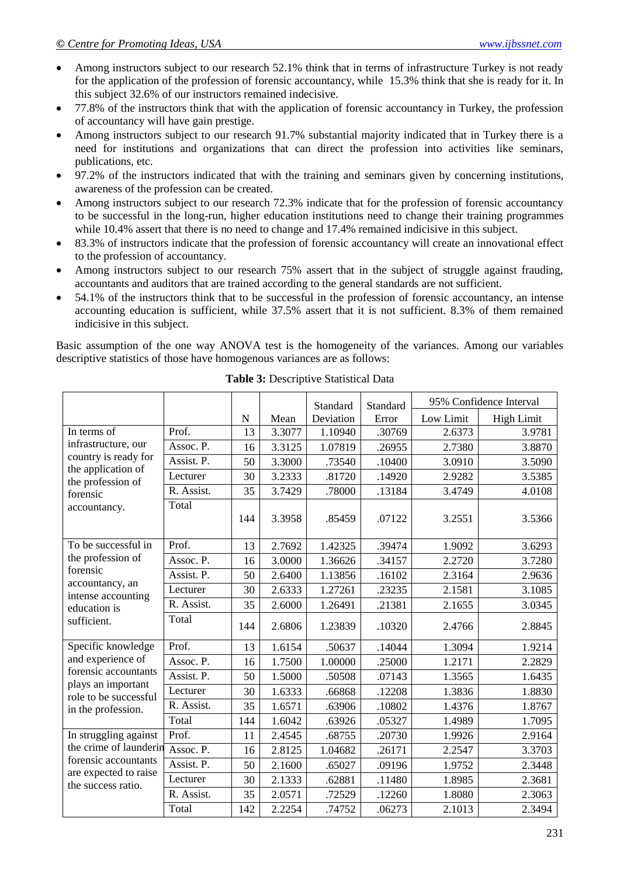- Among instructors subject to our research 52.1% think that in terms of infrastructure Turkey is not ready for the application of the profession of forensic accountancy, while 15.3% think that she is ready for it. In this subject 32.6% of our instructors remained indecisive.
- 77.8% of the instructors think that with the application of forensic accountancy in Turkey, the profession of accountancy will have gain prestige.
- Among instructors subject to our research 91.7% substantial majority indicated that in Turkey there is a need for institutions and organizations that can direct the profession into activities like seminars, publications, etc.
- 97.2% of the instructors indicated that with the training and seminars given by concerning institutions, awareness of the profession can be created.
- Among instructors subject to our research 72.3% indicate that for the profession of forensic accountancy to be successful in the long-run, higher education institutions need to change their training programmes while 10.4% assert that there is no need to change and 17.4% remained indicisive in this subject.
- 83.3% of instructors indicate that the profession of forensic accountancy will create an innovational effect to the profession of accountancy.
- Among instructors subject to our research 75% assert that in the subject of struggle against frauding, accountants and auditors that are trained according to the general standards are not sufficient.
- 54.1% of the instructors think that to be successful in the profession of forensic accountancy, an intense accounting education is sufficient, while 37.5% assert that it is not sufficient. 8.3% of them remained indicisive in this subject.

Basic assumption of the one way ANOVA test is the homogeneity of the variances. Among our variables descriptive statistics of those have homogenous variances are as follows:

**Table 3:** Descriptive Statistical Data

| | | N | Mean | Standard Deviation | Standard Error | 95% Confidence Interval | |
|---|---|---|---|---|---|---|---|
| | | | | | | Low Limit | High Limit |
| In terms of infrastructure, our country is ready for the application of the profession of forensic accountancy. | Prof. | 13 | 3.3077 | 1.10940 | .30769 | 2.6373 | 3.9781 |
| | Assoc. P. | 16 | 3.3125 | 1.07819 | .26955 | 2.7380 | 3.8870 |
| | Assist. P. | 50 | 3.3000 | .73540 | .10400 | 3.0910 | 3.5090 |
| | Lecturer | 30 | 3.2333 | .81720 | .14920 | 2.9282 | 3.5385 |
| | R. Assist. | 35 | 3.7429 | .78000 | .13184 | 3.4749 | 4.0108 |
| | Total | 144 | 3.3958 | .85459 | .07122 | 3.2551 | 3.5366 |
| To be successful in the profession of forensic accountancy, an intense accounting education is sufficient. | Prof. | 13 | 2.7692 | 1.42325 | .39474 | 1.9092 | 3.6293 |
| | Assoc. P. | 16 | 3.0000 | 1.36626 | .34157 | 2.2720 | 3.7280 |
| | Assist. P. | 50 | 2.6400 | 1.13856 | .16102 | 2.3164 | 2.9636 |
| | Lecturer | 30 | 2.6333 | 1.27261 | .23235 | 2.1581 | 3.1085 |
| | R. Assist. | 35 | 2.6000 | 1.26491 | .21381 | 2.1655 | 3.0345 |
| | Total | 144 | 2.6806 | 1.23839 | .10320 | 2.4766 | 2.8845 |
| Specific knowledge and experience of forensic accountants plays an important role to be successful in the profession. | Prof. | 13 | 1.6154 | .50637 | .14044 | 1.3094 | 1.9214 |
| | Assoc. P. | 16 | 1.7500 | 1.00000 | .25000 | 1.2171 | 2.2829 |
| | Assist. P. | 50 | 1.5000 | .50508 | .07143 | 1.3565 | 1.6435 |
| | Lecturer | 30 | 1.6333 | .66868 | .12208 | 1.3836 | 1.8830 |
| | R. Assist. | 35 | 1.6571 | .63906 | .10802 | 1.4376 | 1.8767 |
| | Total | 144 | 1.6042 | .63926 | .05327 | 1.4989 | 1.7095 |
| In struggling against the crime of laundering forensic accountants are expected to raise the success ratio. | Prof. | 11 | 2.4545 | .68755 | .20730 | 1.9926 | 2.9164 |
| | Assoc. P. | 16 | 2.8125 | 1.04682 | .26171 | 2.2547 | 3.3703 |
| | Assist. P. | 50 | 2.1600 | .65027 | .09196 | 1.9752 | 2.3448 |
| | Lecturer | 30 | 2.1333 | .62881 | .11480 | 1.8985 | 2.3681 |
| | R. Assist. | 35 | 2.0571 | .72529 | .12260 | 1.8080 | 2.3063 |
| | Total | 142 | 2.2254 | .74752 | .06273 | 2.1013 | 2.3494 |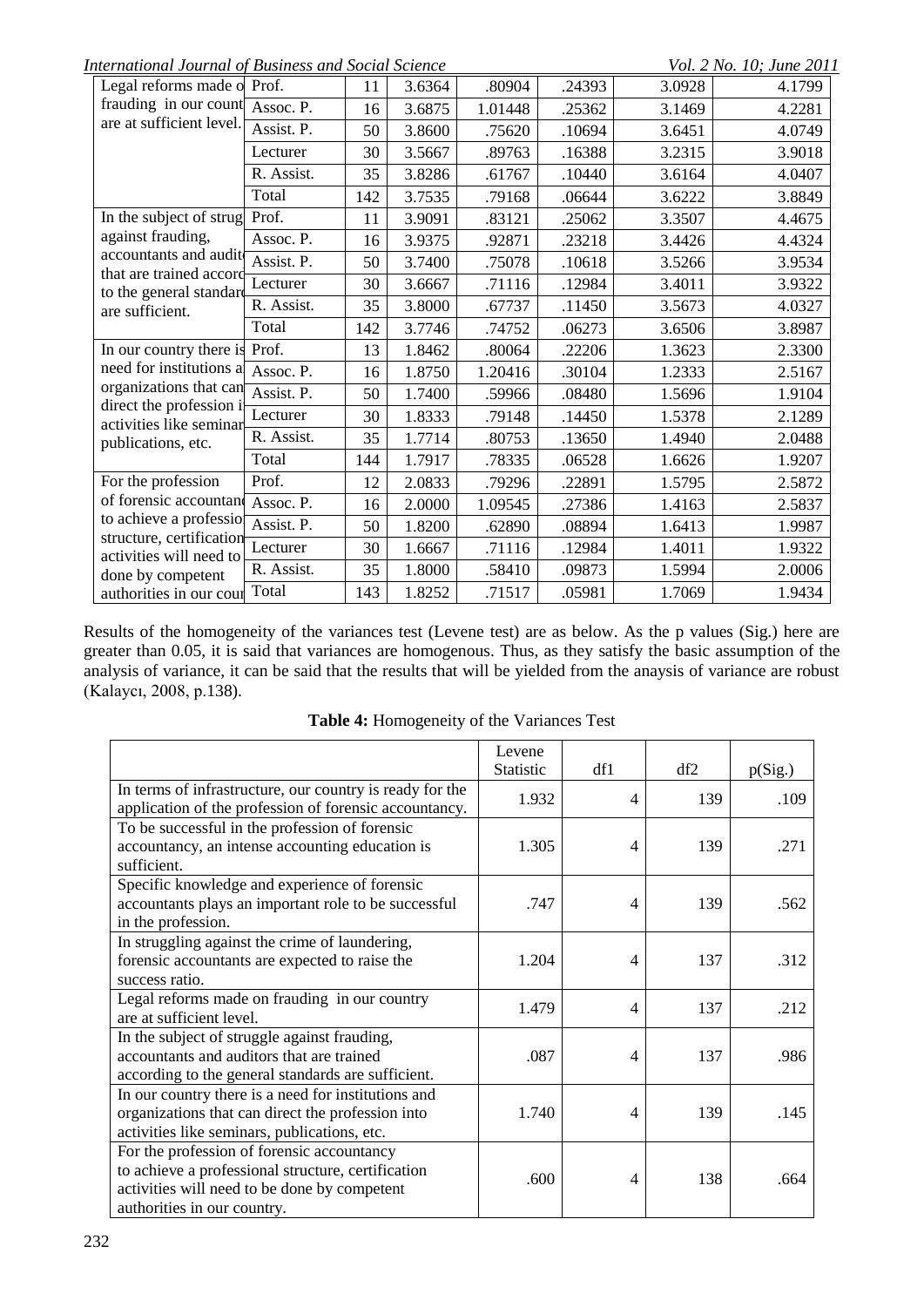| | | | | | | | |
|---|---|---|---|---|---|---|---|
| Legal reforms made on frauding in our country are at sufficient level. | Prof. | 11 | 3.6364 | .80904 | .24393 | 3.0928 | 4.1799 |
| | Assoc. P. | 16 | 3.6875 | 1.01448 | .25362 | 3.1469 | 4.2281 |
| | Assist. P. | 50 | 3.8600 | .75620 | .10694 | 3.6451 | 4.0749 |
| | Lecturer | 30 | 3.5667 | .89763 | .16388 | 3.2315 | 3.9018 |
| | R. Assist. | 35 | 3.8286 | .61767 | .10440 | 3.6164 | 4.0407 |
| | Total | 142 | 3.7535 | .79168 | .06644 | 3.6222 | 3.8849 |
| In the subject of struggle against frauding, accountants and auditors that are trained according to the general standards are sufficient. | Prof. | 11 | 3.9091 | .83121 | .25062 | 3.3507 | 4.4675 |
| | Assoc. P. | 16 | 3.9375 | .92871 | .23218 | 3.4426 | 4.4324 |
| | Assist. P. | 50 | 3.7400 | .75078 | .10618 | 3.5266 | 3.9534 |
| | Lecturer | 30 | 3.6667 | .71116 | .12984 | 3.4011 | 3.9322 |
| | R. Assist. | 35 | 3.8000 | .67737 | .11450 | 3.5673 | 4.0327 |
| | Total | 142 | 3.7746 | .74752 | .06273 | 3.6506 | 3.8987 |
| In our country there is a need for institutions and organizations that can direct the profession into activities like seminars, publications, etc. | Prof. | 13 | 1.8462 | .80064 | .22206 | 1.3623 | 2.3300 |
| | Assoc. P. | 16 | 1.8750 | 1.20416 | .30104 | 1.2333 | 2.5167 |
| | Assist. P. | 50 | 1.7400 | .59966 | .08480 | 1.5696 | 1.9104 |
| | Lecturer | 30 | 1.8333 | .79148 | .14450 | 1.5378 | 2.1289 |
| | R. Assist. | 35 | 1.7714 | .80753 | .13650 | 1.4940 | 2.0488 |
| | Total | 144 | 1.7917 | .78335 | .06528 | 1.6626 | 1.9207 |
| For the profession of forensic accountancy to achieve a professional structure, certification activities will need to be done by competent authorities in our country. | Prof. | 12 | 2.0833 | .79296 | .22891 | 1.5795 | 2.5872 |
| | Assoc. P. | 16 | 2.0000 | 1.09545 | .27386 | 1.4163 | 2.5837 |
| | Assist. P. | 50 | 1.8200 | .62890 | .08894 | 1.6413 | 1.9987 |
| | Lecturer | 30 | 1.6667 | .71116 | .12984 | 1.4011 | 1.9322 |
| | R. Assist. | 35 | 1.8000 | .58410 | .09873 | 1.5994 | 2.0006 |
| | Total | 143 | 1.8252 | .71517 | .05981 | 1.7069 | 1.9434 |

Results of the homogeneity of the variances test (Levene test) are as below. As the p values (Sig.) here are greater than 0.05, it is said that variances are homogenous. Thus, as they satisfy the basic assumption of the analysis of variance, it can be said that the results that will be yielded from the anaysis of variance are robust (Kalaycı, 2008, p.138).

**Table 4:** Homogeneity of the Variances Test

| | Levene Statistic | df1 | df2 | p(Sig.) |
|---|---|---|---|---|
| In terms of infrastructure, our country is ready for the application of the profession of forensic accountancy. | 1.932 | 4 | 139 | .109 |
| To be successful in the profession of forensic accountancy, an intense accounting education is sufficient. | 1.305 | 4 | 139 | .271 |
| Specific knowledge and experience of forensic accountants plays an important role to be successful in the profession. | .747 | 4 | 139 | .562 |
| In struggling against the crime of laundering, forensic accountants are expected to raise the success ratio. | 1.204 | 4 | 137 | .312 |
| Legal reforms made on frauding in our country are at sufficient level. | 1.479 | 4 | 137 | .212 |
| In the subject of struggle against frauding, accountants and auditors that are trained according to the general standards are sufficient. | .087 | 4 | 137 | .986 |
| In our country there is a need for institutions and organizations that can direct the profession into activities like seminars, publications, etc. | 1.740 | 4 | 139 | .145 |
| For the profession of forensic accountancy to achieve a professional structure, certification activities will need to be done by competent authorities in our country. | .600 | 4 | 138 | .664 |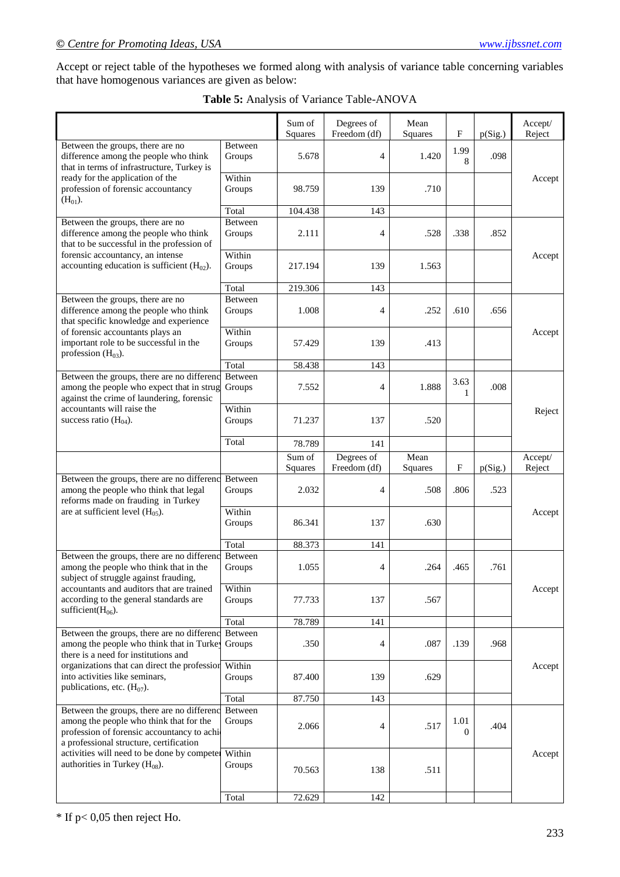Accept or reject table of the hypotheses we formed along with analysis of variance table concerning variables that have homogenous variances are given as below:

**Table 5:** Analysis of Variance Table-ANOVA

| | | Sum of Squares | Degrees of Freedom (df) | Mean Squares | F | p(Sig.) | Accept/ Reject |
|---|---|---|---|---|---|---|---|
| Between the groups, there are no difference among the people who think that in terms of infrastructure, Turkey is ready for the application of the profession of forensic accountancy ($H_{01}$). | Between Groups | 5.678 | 4 | 1.420 | 1.998 | .098 | Accept |
| | Within Groups | 98.759 | 139 | .710 | | | |
| | Total | 104.438 | 143 | | | | |
| Between the groups, there are no difference among the people who think that to be successful in the profession of forensic accountancy, an intense accounting education is sufficient ($H_{02}$). | Between Groups | 2.111 | 4 | .528 | .338 | .852 | Accept |
| | Within Groups | 217.194 | 139 | 1.563 | | | |
| | Total | 219.306 | 143 | | | | |
| Between the groups, there are no difference among the people who think that specific knowledge and experience of forensic accountants plays an important role to be successful in the profession ($H_{03}$). | Between Groups | 1.008 | 4 | .252 | .610 | .656 | Accept |
| | Within Groups | 57.429 | 139 | .413 | | | |
| | Total | 58.438 | 143 | | | | |
| Between the groups, there are no difference among the people who expect that in struggle against the crime of laundering, forensic accountants will raise the success ratio ($H_{04}$). | Between Groups | 7.552 | 4 | 1.888 | 3.631 | .008 | Reject |
| | Within Groups | 71.237 | 137 | .520 | | | |
| | Total | 78.789 | 141 | | | | |
| | | Sum of Squares | Degrees of Freedom (df) | Mean Squares | F | p(Sig.) | Accept/ Reject |
| Between the groups, there are no difference among the people who think that legal reforms made on frauding in Turkey are at sufficient level ($H_{05}$). | Between Groups | 2.032 | 4 | .508 | .806 | .523 | Accept |
| | Within Groups | 86.341 | 137 | .630 | | | |
| | Total | 88.373 | 141 | | | | |
| Between the groups, there are no difference among the people who think that in the subject of struggle against frauding, accountants and auditors that are trained according to the general standards are sufficient($H_{06}$). | Between Groups | 1.055 | 4 | .264 | .465 | .761 | Accept |
| | Within Groups | 77.733 | 137 | .567 | | | |
| | Total | 78.789 | 141 | | | | |
| Between the groups, there are no difference among the people who think that in Turkey there is a need for institutions and organizations that can direct the profession into activities like seminars, publications, etc. ($H_{07}$). | Between Groups | .350 | 4 | .087 | .139 | .968 | Accept |
| | Within Groups | 87.400 | 139 | .629 | | | |
| | Total | 87.750 | 143 | | | | |
| Between the groups, there are no difference among the people who think that for the profession of forensic accountancy to achieve a professional structure, certification activities will need to be done by competent authorities in Turkey ($H_{08}$). | Between Groups | 2.066 | 4 | .517 | 1.010 | .404 | Accept |
| | Within Groups | 70.563 | 138 | .511 | | | |
| | Total | 72.629 | 142 | | | | |

* If p< 0,05 then reject Ho.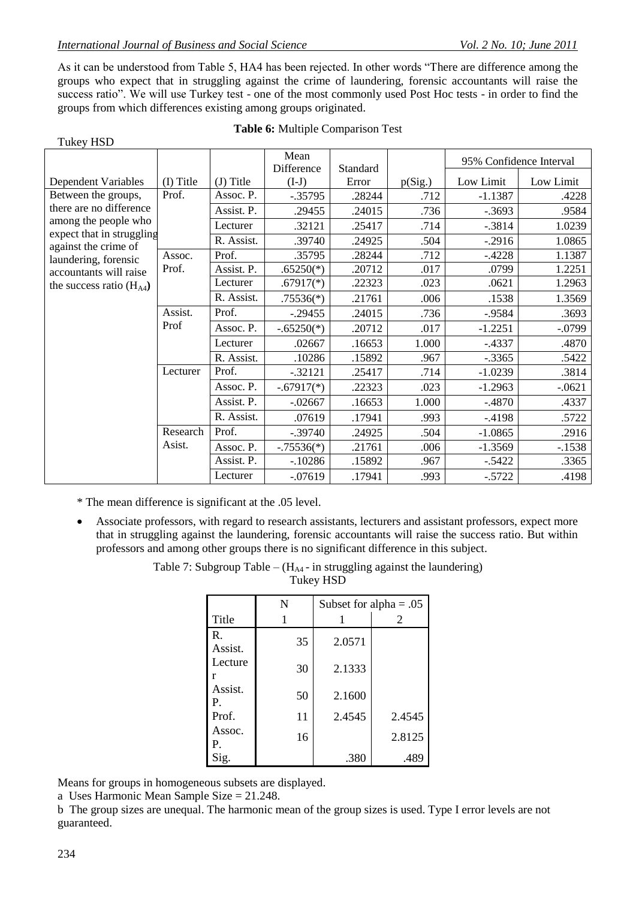As it can be understood from Table 5, HA4 has been rejected. In other words "There are difference among the groups who expect that in struggling against the crime of laundering, forensic accountants will raise the success ratio". We will use Turkey test - one of the most commonly used Post Hoc tests - in order to find the groups from which differences existing among groups originated.

**Table 6:** Multiple Comparison Test

Tukey HSD

| Dependent Variables | (I) Title | (J) Title | Mean Difference (I-J) | Standard Error | p(Sig.) | 95% Confidence Interval | |
|---|---|---|---|---|---|---|---|
| | | | | | | Low Limit | Low Limit |
| Between the groups, there are no difference among the people who expect that in struggling against the crime of laundering, forensic accountants will raise the success ratio ($H_{A4}$) | Prof. | Assoc. P. | -.35795 | .28244 | .712 | -1.1387 | .4228 |
| | | Assist. P. | .29455 | .24015 | .736 | -.3693 | .9584 |
| | | Lecturer | .32121 | .25417 | .714 | -.3814 | 1.0239 |
| | | R. Assist. | .39740 | .24925 | .504 | -.2916 | 1.0865 |
| | Assoc. Prof. | Prof. | .35795 | .28244 | .712 | -.4228 | 1.1387 |
| | | Assist. P. | .65250(*) | .20712 | .017 | .0799 | 1.2251 |
| | | Lecturer | .67917(*) | .22323 | .023 | .0621 | 1.2963 |
| | | R. Assist. | .75536(*) | .21761 | .006 | .1538 | 1.3569 |
| | Assist. Prof | Prof. | -.29455 | .24015 | .736 | -.9584 | .3693 |
| | | Assoc. P. | -.65250(*) | .20712 | .017 | -1.2251 | -.0799 |
| | | Lecturer | .02667 | .16653 | 1.000 | -.4337 | .4870 |
| | | R. Assist. | .10286 | .15892 | .967 | -.3365 | .5422 |
| | Lecturer | Prof. | -.32121 | .25417 | .714 | -1.0239 | .3814 |
| | | Assoc. P. | -.67917(*) | .22323 | .023 | -1.2963 | -.0621 |
| | | Assist. P. | -.02667 | .16653 | 1.000 | -.4870 | .4337 |
| | | R. Assist. | .07619 | .17941 | .993 | -.4198 | .5722 |
| | Research Asist. | Prof. | -.39740 | .24925 | .504 | -1.0865 | .2916 |
| | | Assoc. P. | -.75536(*) | .21761 | .006 | -1.3569 | -.1538 |
| | | Assist. P. | -.10286 | .15892 | .967 | -.5422 | .3365 |
| | | Lecturer | -.07619 | .17941 | .993 | -.5722 | .4198 |

\* The mean difference is significant at the .05 level.

- Associate professors, with regard to research assistants, lecturers and assistant professors, expect more that in struggling against the laundering, forensic accountants will raise the success ratio. But within professors and among other groups there is no significant difference in this subject.

Table 7: Subgroup Table – ($H_{A4}$ - in struggling against the laundering)

Tukey HSD

| | N | Subset for alpha = .05 | |
|---|---|---|---|
| Title | 1 | 1 | 2 |
| R. Assist. | 35 | 2.0571 | |
| Lecturer | 30 | 2.1333 | |
| Assist. P. | 50 | 2.1600 | |
| Prof. | 11 | 2.4545 | 2.4545 |
| Assoc. P. | 16 | | 2.8125 |
| Sig. | | .380 | .489 |

Means for groups in homogeneous subsets are displayed.

a Uses Harmonic Mean Sample Size = 21.248.

b The group sizes are unequal. The harmonic mean of the group sizes is used. Type I error levels are not guaranteed.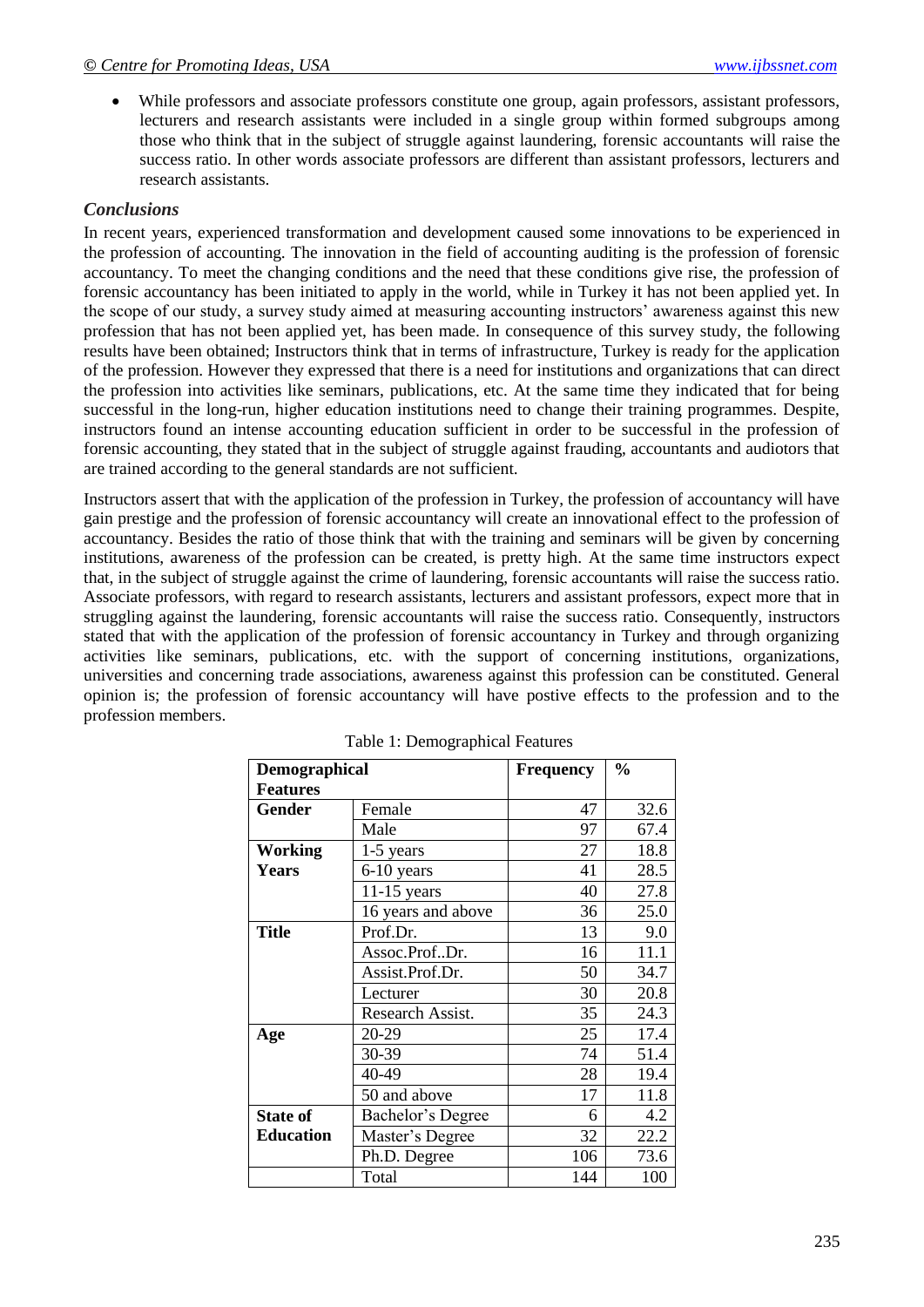- While professors and associate professors constitute one group, again professors, assistant professors, lecturers and research assistants were included in a single group within formed subgroups among those who think that in the subject of struggle against laundering, forensic accountants will raise the success ratio. In other words associate professors are different than assistant professors, lecturers and research assistants.

### *Conclusions*

In recent years, experienced transformation and development caused some innovations to be experienced in the profession of accounting. The innovation in the field of accounting auditing is the profession of forensic accountancy. To meet the changing conditions and the need that these conditions give rise, the profession of forensic accountancy has been initiated to apply in the world, while in Turkey it has not been applied yet. In the scope of our study, a survey study aimed at measuring accounting instructors' awareness against this new profession that has not been applied yet, has been made. In consequence of this survey study, the following results have been obtained; Instructors think that in terms of infrastructure, Turkey is ready for the application of the profession. However they expressed that there is a need for institutions and organizations that can direct the profession into activities like seminars, publications, etc. At the same time they indicated that for being successful in the long-run, higher education institutions need to change their training programmes. Despite, instructors found an intense accounting education sufficient in order to be successful in the profession of forensic accounting, they stated that in the subject of struggle against frauding, accountants and audiotors that are trained according to the general standards are not sufficient.

Instructors assert that with the application of the profession in Turkey, the profession of accountancy will have gain prestige and the profession of forensic accountancy will create an innovational effect to the profession of accountancy. Besides the ratio of those think that with the training and seminars will be given by concerning institutions, awareness of the profession can be created, is pretty high. At the same time instructors expect that, in the subject of struggle against the crime of laundering, forensic accountants will raise the success ratio. Associate professors, with regard to research assistants, lecturers and assistant professors, expect more that in struggling against the laundering, forensic accountants will raise the success ratio. Consequently, instructors stated that with the application of the profession of forensic accountancy in Turkey and through organizing activities like seminars, publications, etc. with the support of concerning institutions, organizations, universities and concerning trade associations, awareness against this profession can be constituted. General opinion is; the profession of forensic accountancy will have postive effects to the profession and to the profession members.

Table 1: Demographical Features

| **Demographical Features** | | **Frequency** | **%** |
|---|---|---|---|
| **Gender** | Female | 47 | 32.6 |
| | Male | 97 | 67.4 |
| **Working Years** | 1-5 years | 27 | 18.8 |
| | 6-10 years | 41 | 28.5 |
| | 11-15 years | 40 | 27.8 |
| | 16 years and above | 36 | 25.0 |
| **Title** | Prof.Dr. | 13 | 9.0 |
| | Assoc.Prof..Dr. | 16 | 11.1 |
| | Assist.Prof.Dr. | 50 | 34.7 |
| | Lecturer | 30 | 20.8 |
| | Research Assist. | 35 | 24.3 |
| **Age** | 20-29 | 25 | 17.4 |
| | 30-39 | 74 | 51.4 |
| | 40-49 | 28 | 19.4 |
| | 50 and above | 17 | 11.8 |
| **State of Education** | Bachelor's Degree | 6 | 4.2 |
| | Master's Degree | 32 | 22.2 |
| | Ph.D. Degree | 106 | 73.6 |
| | Total | 144 | 100 |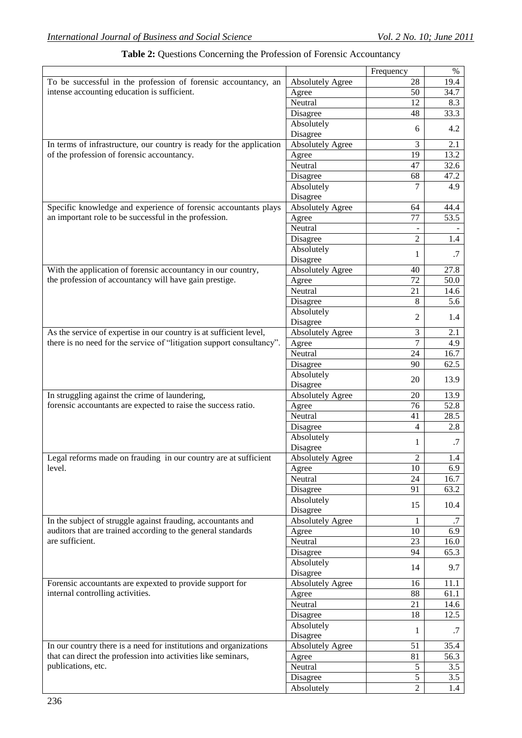**Table 2:** Questions Concerning the Profession of Forensic Accountancy

| | | Frequency | % |
|---|---|---|---|
| To be successful in the profession of forensic accountancy, an intense accounting education is sufficient. | Absolutely Agree | 28 | 19.4 |
| | Agree | 50 | 34.7 |
| | Neutral | 12 | 8.3 |
| | Disagree | 48 | 33.3 |
| | Absolutely Disagree | 6 | 4.2 |
| In terms of infrastructure, our country is ready for the application of the profession of forensic accountancy. | Absolutely Agree | 3 | 2.1 |
| | Agree | 19 | 13.2 |
| | Neutral | 47 | 32.6 |
| | Disagree | 68 | 47.2 |
| | Absolutely Disagree | 7 | 4.9 |
| Specific knowledge and experience of forensic accountants plays an important role to be successful in the profession. | Absolutely Agree | 64 | 44.4 |
| | Agree | 77 | 53.5 |
| | Neutral | - | - |
| | Disagree | 2 | 1.4 |
| | Absolutely Disagree | 1 | .7 |
| With the application of forensic accountancy in our country, the profession of accountancy will have gain prestige. | Absolutely Agree | 40 | 27.8 |
| | Agree | 72 | 50.0 |
| | Neutral | 21 | 14.6 |
| | Disagree | 8 | 5.6 |
| | Absolutely Disagree | 2 | 1.4 |
| As the service of expertise in our country is at sufficient level, there is no need for the service of "litigation support consultancy". | Absolutely Agree | 3 | 2.1 |
| | Agree | 7 | 4.9 |
| | Neutral | 24 | 16.7 |
| | Disagree | 90 | 62.5 |
| | Absolutely Disagree | 20 | 13.9 |
| In struggling against the crime of laundering, forensic accountants are expected to raise the success ratio. | Absolutely Agree | 20 | 13.9 |
| | Agree | 76 | 52.8 |
| | Neutral | 41 | 28.5 |
| | Disagree | 4 | 2.8 |
| | Absolutely Disagree | 1 | .7 |
| Legal reforms made on frauding in our country are at sufficient level. | Absolutely Agree | 2 | 1.4 |
| | Agree | 10 | 6.9 |
| | Neutral | 24 | 16.7 |
| | Disagree | 91 | 63.2 |
| | Absolutely Disagree | 15 | 10.4 |
| In the subject of struggle against frauding, accountants and auditors that are trained according to the general standards are sufficient. | Absolutely Agree | 1 | .7 |
| | Agree | 10 | 6.9 |
| | Neutral | 23 | 16.0 |
| | Disagree | 94 | 65.3 |
| | Absolutely Disagree | 14 | 9.7 |
| Forensic accountants are expexted to provide support for internal controlling activities. | Absolutely Agree | 16 | 11.1 |
| | Agree | 88 | 61.1 |
| | Neutral | 21 | 14.6 |
| | Disagree | 18 | 12.5 |
| | Absolutely Disagree | 1 | .7 |
| In our country there is a need for institutions and organizations that can direct the profession into activities like seminars, publications, etc. | Absolutely Agree | 51 | 35.4 |
| | Agree | 81 | 56.3 |
| | Neutral | 5 | 3.5 |
| | Disagree | 5 | 3.5 |
| | Absolutely | 2 | 1.4 |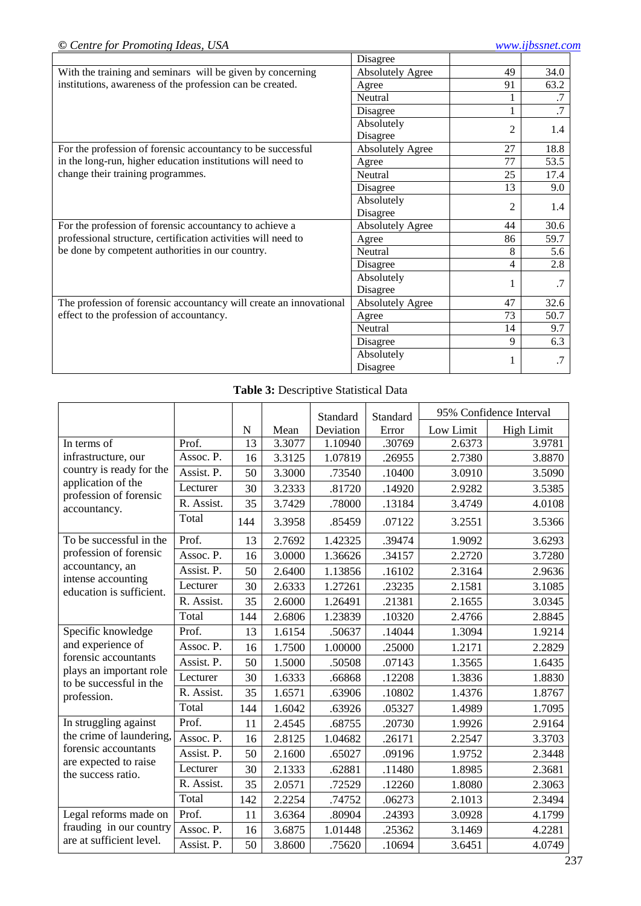| | | | |
|---|---|---|---|
| | Disagree | | |
| With the training and seminars will be given by concerning institutions, awareness of the profession can be created. | Absolutely Agree | 49 | 34.0 |
| | Agree | 91 | 63.2 |
| | Neutral | 1 | .7 |
| | Disagree | 1 | .7 |
| | Absolutely Disagree | 2 | 1.4 |
| For the profession of forensic accountancy to be successful in the long-run, higher education institutions will need to change their training programmes. | Absolutely Agree | 27 | 18.8 |
| | Agree | 77 | 53.5 |
| | Neutral | 25 | 17.4 |
| | Disagree | 13 | 9.0 |
| | Absolutely Disagree | 2 | 1.4 |
| For the profession of forensic accountancy to achieve a professional structure, certification activities will need to be done by competent authorities in our country. | Absolutely Agree | 44 | 30.6 |
| | Agree | 86 | 59.7 |
| | Neutral | 8 | 5.6 |
| | Disagree | 4 | 2.8 |
| | Absolutely Disagree | 1 | .7 |
| The profession of forensic accountancy will create an innovational effect to the profession of accountancy. | Absolutely Agree | 47 | 32.6 |
| | Agree | 73 | 50.7 |
| | Neutral | 14 | 9.7 |
| | Disagree | 9 | 6.3 |
| | Absolutely Disagree | 1 | .7 |

**Table 3:** Descriptive Statistical Data

| | | N | Mean | Standard Deviation | Standard Error | 95% Confidence Interval Low Limit | 95% Confidence Interval High Limit |
|---|---|---|---|---|---|---|---|
| In terms of infrastructure, our country is ready for the application of the profession of forensic accountancy. | Prof. | 13 | 3.3077 | 1.10940 | .30769 | 2.6373 | 3.9781 |
| | Assoc. P. | 16 | 3.3125 | 1.07819 | .26955 | 2.7380 | 3.8870 |
| | Assist. P. | 50 | 3.3000 | .73540 | .10400 | 3.0910 | 3.5090 |
| | Lecturer | 30 | 3.2333 | .81720 | .14920 | 2.9282 | 3.5385 |
| | R. Assist. | 35 | 3.7429 | .78000 | .13184 | 3.4749 | 4.0108 |
| | Total | 144 | 3.3958 | .85459 | .07122 | 3.2551 | 3.5366 |
| To be successful in the profession of forensic accountancy, an intense accounting education is sufficient. | Prof. | 13 | 2.7692 | 1.42325 | .39474 | 1.9092 | 3.6293 |
| | Assoc. P. | 16 | 3.0000 | 1.36626 | .34157 | 2.2720 | 3.7280 |
| | Assist. P. | 50 | 2.6400 | 1.13856 | .16102 | 2.3164 | 2.9636 |
| | Lecturer | 30 | 2.6333 | 1.27261 | .23235 | 2.1581 | 3.1085 |
| | R. Assist. | 35 | 2.6000 | 1.26491 | .21381 | 2.1655 | 3.0345 |
| | Total | 144 | 2.6806 | 1.23839 | .10320 | 2.4766 | 2.8845 |
| Specific knowledge and experience of forensic accountants plays an important role to be successful in the profession. | Prof. | 13 | 1.6154 | .50637 | .14044 | 1.3094 | 1.9214 |
| | Assoc. P. | 16 | 1.7500 | 1.00000 | .25000 | 1.2171 | 2.2829 |
| | Assist. P. | 50 | 1.5000 | .50508 | .07143 | 1.3565 | 1.6435 |
| | Lecturer | 30 | 1.6333 | .66868 | .12208 | 1.3836 | 1.8830 |
| | R. Assist. | 35 | 1.6571 | .63906 | .10802 | 1.4376 | 1.8767 |
| | Total | 144 | 1.6042 | .63926 | .05327 | 1.4989 | 1.7095 |
| In struggling against the crime of laundering, forensic accountants are expected to raise the success ratio. | Prof. | 11 | 2.4545 | .68755 | .20730 | 1.9926 | 2.9164 |
| | Assoc. P. | 16 | 2.8125 | 1.04682 | .26171 | 2.2547 | 3.3703 |
| | Assist. P. | 50 | 2.1600 | .65027 | .09196 | 1.9752 | 2.3448 |
| | Lecturer | 30 | 2.1333 | .62881 | .11480 | 1.8985 | 2.3681 |
| | R. Assist. | 35 | 2.0571 | .72529 | .12260 | 1.8080 | 2.3063 |
| | Total | 142 | 2.2254 | .74752 | .06273 | 2.1013 | 2.3494 |
| Legal reforms made on frauding in our country are at sufficient level. | Prof. | 11 | 3.6364 | .80904 | .24393 | 3.0928 | 4.1799 |
| | Assoc. P. | 16 | 3.6875 | 1.01448 | .25362 | 3.1469 | 4.2281 |
| | Assist. P. | 50 | 3.8600 | .75620 | .10694 | 3.6451 | 4.0749 |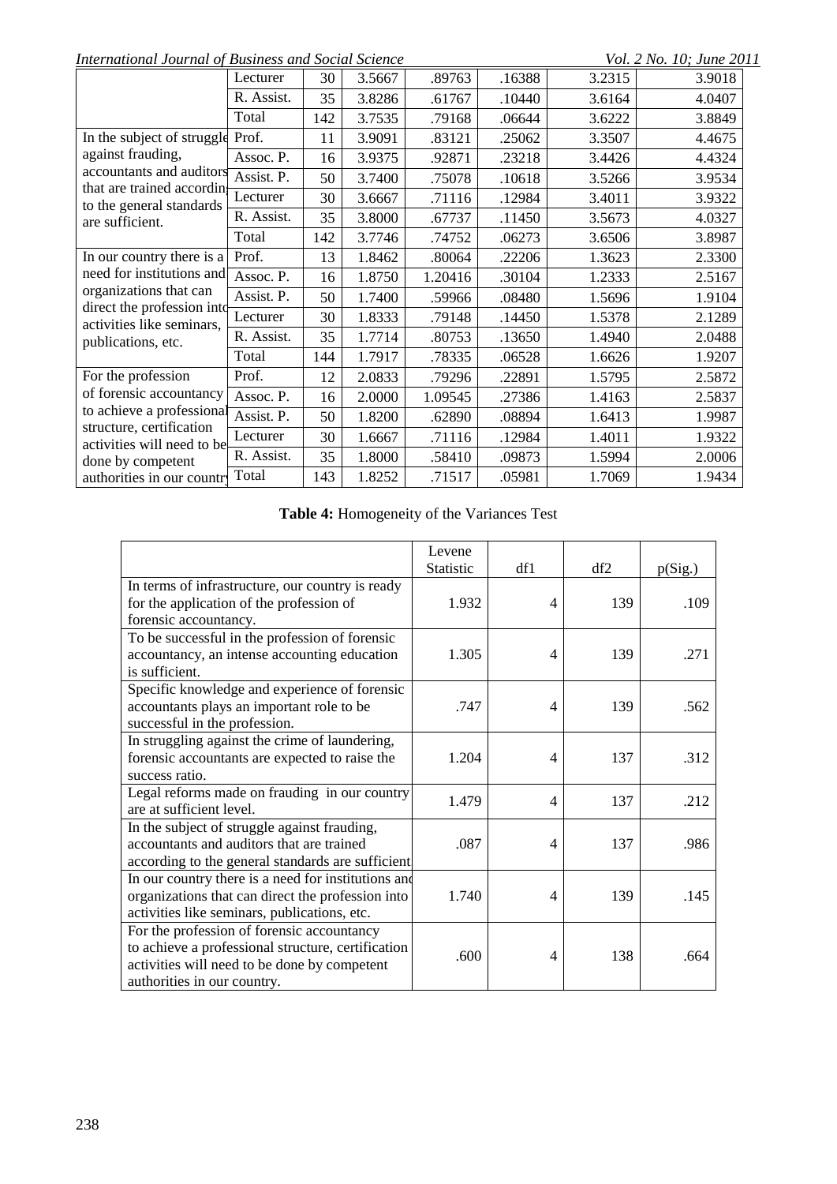| | Lecturer | 30 | 3.5667 | .89763 | .16388 | 3.2315 | 3.9018 |
|---|---|---|---|---|---|---|---|
| | R. Assist. | 35 | 3.8286 | .61767 | .10440 | 3.6164 | 4.0407 |
| | Total | 142 | 3.7535 | .79168 | .06644 | 3.6222 | 3.8849 |
| In the subject of struggle against frauding, accountants and auditors that are trained according to the general standards are sufficient. | Prof. | 11 | 3.9091 | .83121 | .25062 | 3.3507 | 4.4675 |
| | Assoc. P. | 16 | 3.9375 | .92871 | .23218 | 3.4426 | 4.4324 |
| | Assist. P. | 50 | 3.7400 | .75078 | .10618 | 3.5266 | 3.9534 |
| | Lecturer | 30 | 3.6667 | .71116 | .12984 | 3.4011 | 3.9322 |
| | R. Assist. | 35 | 3.8000 | .67737 | .11450 | 3.5673 | 4.0327 |
| | Total | 142 | 3.7746 | .74752 | .06273 | 3.6506 | 3.8987 |
| In our country there is a need for institutions and organizations that can direct the profession into activities like seminars, publications, etc. | Prof. | 13 | 1.8462 | .80064 | .22206 | 1.3623 | 2.3300 |
| | Assoc. P. | 16 | 1.8750 | 1.20416 | .30104 | 1.2333 | 2.5167 |
| | Assist. P. | 50 | 1.7400 | .59966 | .08480 | 1.5696 | 1.9104 |
| | Lecturer | 30 | 1.8333 | .79148 | .14450 | 1.5378 | 2.1289 |
| | R. Assist. | 35 | 1.7714 | .80753 | .13650 | 1.4940 | 2.0488 |
| | Total | 144 | 1.7917 | .78335 | .06528 | 1.6626 | 1.9207 |
| For the profession of forensic accountancy to achieve a professional structure, certification activities will need to be done by competent authorities in our country | Prof. | 12 | 2.0833 | .79296 | .22891 | 1.5795 | 2.5872 |
| | Assoc. P. | 16 | 2.0000 | 1.09545 | .27386 | 1.4163 | 2.5837 |
| | Assist. P. | 50 | 1.8200 | .62890 | .08894 | 1.6413 | 1.9987 |
| | Lecturer | 30 | 1.6667 | .71116 | .12984 | 1.4011 | 1.9322 |
| | R. Assist. | 35 | 1.8000 | .58410 | .09873 | 1.5994 | 2.0006 |
| | Total | 143 | 1.8252 | .71517 | .05981 | 1.7069 | 1.9434 |

**Table 4:** Homogeneity of the Variances Test

| | Levene Statistic | df1 | df2 | p(Sig.) |
|---|---|---|---|---|
| In terms of infrastructure, our country is ready for the application of the profession of forensic accountancy. | 1.932 | 4 | 139 | .109 |
| To be successful in the profession of forensic accountancy, an intense accounting education is sufficient. | 1.305 | 4 | 139 | .271 |
| Specific knowledge and experience of forensic accountants plays an important role to be successful in the profession. | .747 | 4 | 139 | .562 |
| In struggling against the crime of laundering, forensic accountants are expected to raise the success ratio. | 1.204 | 4 | 137 | .312 |
| Legal reforms made on frauding in our country are at sufficient level. | 1.479 | 4 | 137 | .212 |
| In the subject of struggle against frauding, accountants and auditors that are trained according to the general standards are sufficient | .087 | 4 | 137 | .986 |
| In our country there is a need for institutions and organizations that can direct the profession into activities like seminars, publications, etc. | 1.740 | 4 | 139 | .145 |
| For the profession of forensic accountancy to achieve a professional structure, certification activities will need to be done by competent authorities in our country. | .600 | 4 | 138 | .664 |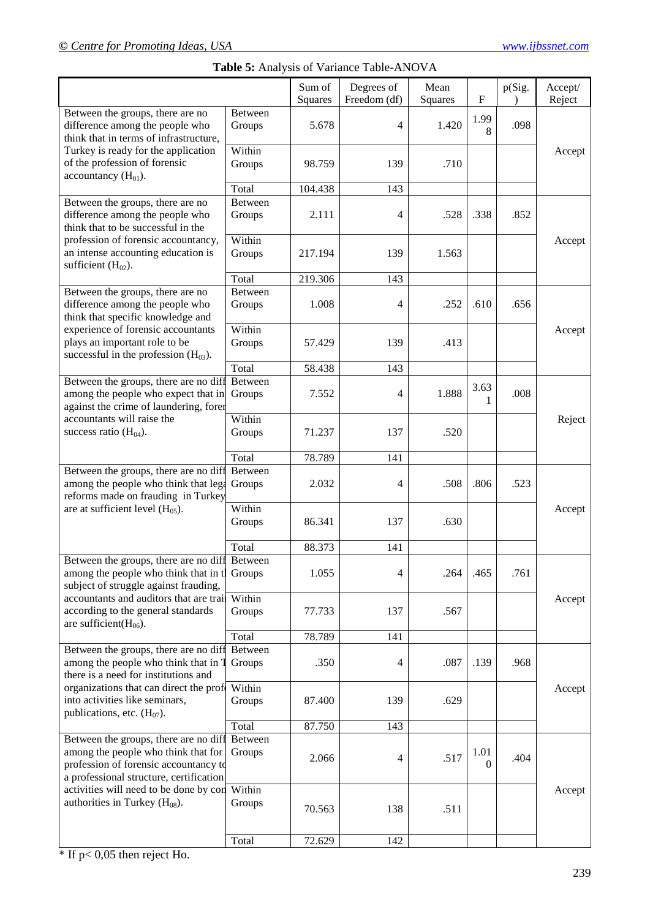**Table 5:** Analysis of Variance Table-ANOVA

| | | Sum of Squares | Degrees of Freedom (df) | Mean Squares | F | p(Sig.) | Accept/ Reject |
|---|---|---|---|---|---|---|---|
| Between the groups, there are no difference among the people who think that in terms of infrastructure, Turkey is ready for the application of the profession of forensic accountancy ($H_{01}$). | Between Groups | 5.678 | 4 | 1.420 | 1.998 | .098 | Accept |
| | Within Groups | 98.759 | 139 | .710 | | | |
| | Total | 104.438 | 143 | | | | |
| Between the groups, there are no difference among the people who think that to be successful in the profession of forensic accountancy, an intense accounting education is sufficient ($H_{02}$). | Between Groups | 2.111 | 4 | .528 | .338 | .852 | Accept |
| | Within Groups | 217.194 | 139 | 1.563 | | | |
| | Total | 219.306 | 143 | | | | |
| Between the groups, there are no difference among the people who think that specific knowledge and experience of forensic accountants plays an important role to be successful in the profession ($H_{03}$). | Between Groups | 1.008 | 4 | .252 | .610 | .656 | Accept |
| | Within Groups | 57.429 | 139 | .413 | | | |
| | Total | 58.438 | 143 | | | | |
| Between the groups, there are no diff among the people who expect that in against the crime of laundering, forer accountants will raise the success ratio ($H_{04}$). | Between Groups | 7.552 | 4 | 1.888 | 3.631 | .008 | Reject |
| | Within Groups | 71.237 | 137 | .520 | | | |
| | Total | 78.789 | 141 | | | | |
| Between the groups, there are no diff among the people who think that lega reforms made on frauding in Turkey are at sufficient level ($H_{05}$). | Between Groups | 2.032 | 4 | .508 | .806 | .523 | Accept |
| | Within Groups | 86.341 | 137 | .630 | | | |
| | Total | 88.373 | 141 | | | | |
| Between the groups, there are no diff among the people who think that in tl subject of struggle against frauding, accountants and auditors that are trai according to the general standards are sufficient($H_{06}$). | Between Groups | 1.055 | 4 | .264 | .465 | .761 | Accept |
| | Within Groups | 77.733 | 137 | .567 | | | |
| | Total | 78.789 | 141 | | | | |
| Between the groups, there are no diff among the people who think that in T there is a need for institutions and organizations that can direct the profe into activities like seminars, publications, etc. ($H_{07}$). | Between Groups | .350 | 4 | .087 | .139 | .968 | Accept |
| | Within Groups | 87.400 | 139 | .629 | | | |
| | Total | 87.750 | 143 | | | | |
| Between the groups, there are no diff among the people who think that for profession of forensic accountancy to a professional structure, certification activities will need to be done by con authorities in Turkey ($H_{08}$). | Between Groups | 2.066 | 4 | .517 | 1.010 | .404 | Accept |
| | Within Groups | 70.563 | 138 | .511 | | | |
| | Total | 72.629 | 142 | | | | |

\* If p< 0,05 then reject Ho.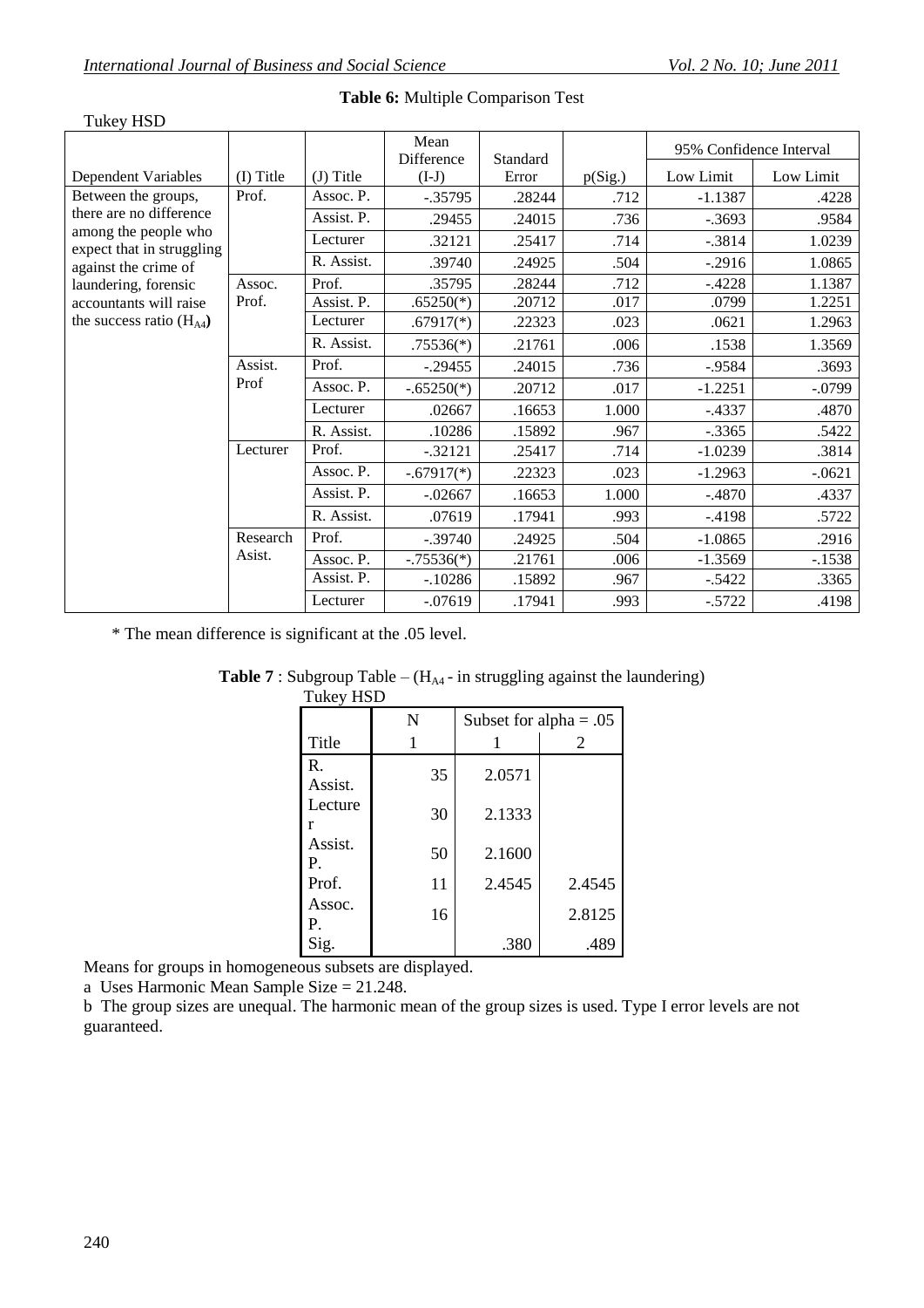**Table 6:** Multiple Comparison Test

Tukey HSD

| Dependent Variables | (I) Title | (J) Title | Mean Difference (I-J) | Standard Error | p(Sig.) | 95% Confidence Interval | |
|---|---|---|---|---|---|---|---|
| | | | | | | Low Limit | Low Limit |
| Between the groups, there are no difference among the people who expect that in struggling against the crime of laundering, forensic accountants will raise the success ratio ($H_{A4}$) | Prof. | Assoc. P. | -.35795 | .28244 | .712 | -1.1387 | .4228 |
| | | Assist. P. | .29455 | .24015 | .736 | -.3693 | .9584 |
| | | Lecturer | .32121 | .25417 | .714 | -.3814 | 1.0239 |
| | | R. Assist. | .39740 | .24925 | .504 | -.2916 | 1.0865 |
| | Assoc. Prof. | Prof. | .35795 | .28244 | .712 | -.4228 | 1.1387 |
| | | Assist. P. | .65250(*) | .20712 | .017 | .0799 | 1.2251 |
| | | Lecturer | .67917(*) | .22323 | .023 | .0621 | 1.2963 |
| | | R. Assist. | .75536(*) | .21761 | .006 | .1538 | 1.3569 |
| | Assist. Prof | Prof. | -.29455 | .24015 | .736 | -.9584 | .3693 |
| | | Assoc. P. | -.65250(*) | .20712 | .017 | -1.2251 | -.0799 |
| | | Lecturer | .02667 | .16653 | 1.000 | -.4337 | .4870 |
| | | R. Assist. | .10286 | .15892 | .967 | -.3365 | .5422 |
| | Lecturer | Prof. | -.32121 | .25417 | .714 | -1.0239 | .3814 |
| | | Assoc. P. | -.67917(*) | .22323 | .023 | -1.2963 | -.0621 |
| | | Assist. P. | -.02667 | .16653 | 1.000 | -.4870 | .4337 |
| | | R. Assist. | .07619 | .17941 | .993 | -.4198 | .5722 |
| | Research Asist. | Prof. | -.39740 | .24925 | .504 | -1.0865 | .2916 |
| | | Assoc. P. | -.75536(*) | .21761 | .006 | -1.3569 | -.1538 |
| | | Assist. P. | -.10286 | .15892 | .967 | -.5422 | .3365 |
| | | Lecturer | -.07619 | .17941 | .993 | -.5722 | .4198 |

\* The mean difference is significant at the .05 level.

**Table 7** : Subgroup Table – ($H_{A4}$ - in struggling against the laundering)

Tukey HSD

| | N | Subset for alpha = .05 | |
|---|---|---|---|
| Title | 1 | 1 | 2 |
| R. Assist. | 35 | 2.0571 | |
| Lecturer | 30 | 2.1333 | |
| Assist. P. | 50 | 2.1600 | |
| Prof. | 11 | 2.4545 | 2.4545 |
| Assoc. P. | 16 | | 2.8125 |
| Sig. | | .380 | .489 |

Means for groups in homogeneous subsets are displayed.

a Uses Harmonic Mean Sample Size = 21.248.

b The group sizes are unequal. The harmonic mean of the group sizes is used. Type I error levels are not guaranteed.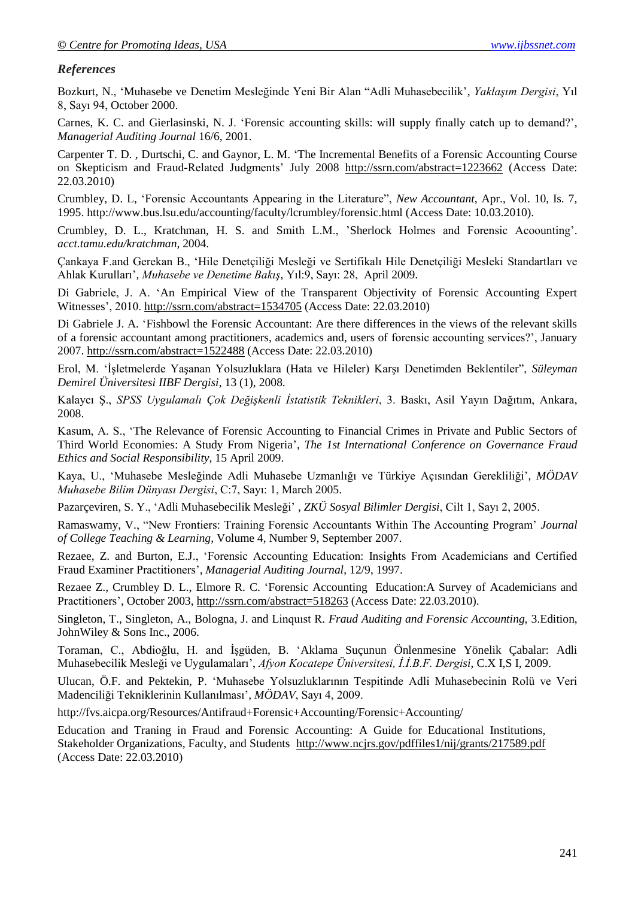## *References*

Bozkurt, N., 'Muhasebe ve Denetim Mesleğinde Yeni Bir Alan "Adli Muhasebecilik', *Yaklaşım Dergisi*, Yıl 8, Sayı 94, October 2000.

Carnes, K. C. and Gierlasinski, N. J. 'Forensic accounting skills: will supply finally catch up to demand?', *Managerial Auditing Journal* 16/6, 2001.

Carpenter T. D. , Durtschi, C. and Gaynor, L. M. 'The Incremental Benefits of a Forensic Accounting Course on Skepticism and Fraud-Related Judgments' July 2008 http://ssrn.com/abstract=1223662 (Access Date: 22.03.2010)

Crumbley, D. L, 'Forensic Accountants Appearing in the Literature", *New Accountant*, Apr., Vol. 10, Is. 7, 1995. http://www.bus.lsu.edu/accounting/faculty/lcrumbley/forensic.html (Access Date: 10.03.2010).

Crumbley, D. L., Kratchman, H. S. and Smith L.M., 'Sherlock Holmes and Forensic Acoounting'. *acct.tamu.edu/kratchman*, 2004.

Çankaya F.and Gerekan B., 'Hile Denetçiliği Mesleği ve Sertifikalı Hile Denetçiliği Mesleki Standartları ve Ahlak Kurulları', *Muhasebe ve Denetime Bakış,* Yıl:9, Sayı: 28, April 2009.

Di Gabriele, J. A. 'An Empirical View of the Transparent Objectivity of Forensic Accounting Expert Witnesses', 2010. http://ssrn.com/abstract=1534705 (Access Date: 22.03.2010)

Di Gabriele J. A. 'Fishbowl the Forensic Accountant: Are there differences in the views of the relevant skills of a forensic accountant among practitioners, academics and, users of forensic accounting services?', January 2007. http://ssrn.com/abstract=1522488 (Access Date: 22.03.2010)

Erol, M. 'İşletmelerde Yaşanan Yolsuzluklara (Hata ve Hileler) Karşı Denetimden Beklentiler", *Süleyman Demirel Üniversitesi IIBF Dergisi*, 13 (1), 2008.

Kalaycı Ş., *SPSS Uygulamalı Çok Değişkenli İstatistik Teknikleri*, 3. Baskı, Asil Yayın Dağıtım, Ankara, 2008.

Kasum, A. S., 'The Relevance of Forensic Accounting to Financial Crimes in Private and Public Sectors of Third World Economies: A Study From Nigeria', *The 1st International Conference on Governance Fraud Ethics and Social Responsibility*, 15 April 2009.

Kaya, U., 'Muhasebe Mesleğinde Adli Muhasebe Uzmanlığı ve Türkiye Açısından Gerekliliği', *MÖDAV Muhasebe Bilim Dünyası Dergisi*, C:7, Sayı: 1, March 2005.

Pazarçeviren, S. Y., 'Adli Muhasebecilik Mesleği' , *ZKÜ Sosyal Bilimler Dergisi*, Cilt 1, Sayı 2, 2005.

Ramaswamy, V., "New Frontiers: Training Forensic Accountants Within The Accounting Program' *Journal of College Teaching & Learning*, Volume 4, Number 9, September 2007.

Rezaee, Z. and Burton, E.J., 'Forensic Accounting Education: Insights From Academicians and Certified Fraud Examiner Practitioners', *Managerial Auditing Journal*, 12/9, 1997.

Rezaee Z., Crumbley D. L., Elmore R. C. 'Forensic Accounting Education:A Survey of Academicians and Practitioners', October 2003, http://ssrn.com/abstract=518263 (Access Date: 22.03.2010).

Singleton, T., Singleton, A., Bologna, J. and Linquist R. *Fraud Auditing and Forensic Accounting,* 3.Edition, JohnWiley & Sons Inc., 2006.

Toraman, C., Abdioğlu, H. and İşgüden, B. 'Aklama Suçunun Önlenmesine Yönelik Çabalar: Adli Muhasebecilik Mesleği ve Uygulamaları', *Afyon Kocatepe Üniversitesi, İ.İ.B.F. Dergisi,* C.X I,S I, 2009.

Ulucan, Ö.F. and Pektekin, P. 'Muhasebe Yolsuzluklarının Tespitinde Adli Muhasebecinin Rolü ve Veri Madenciliği Tekniklerinin Kullanılması', *MÖDAV*, Sayı 4, 2009.

http://fvs.aicpa.org/Resources/Antifraud+Forensic+Accounting/Forensic+Accounting/

Education and Traning in Fraud and Forensic Accounting: A Guide for Educational Institutions, Stakeholder Organizations, Faculty, and Students http://www.ncjrs.gov/pdffiles1/nij/grants/217589.pdf (Access Date: 22.03.2010)